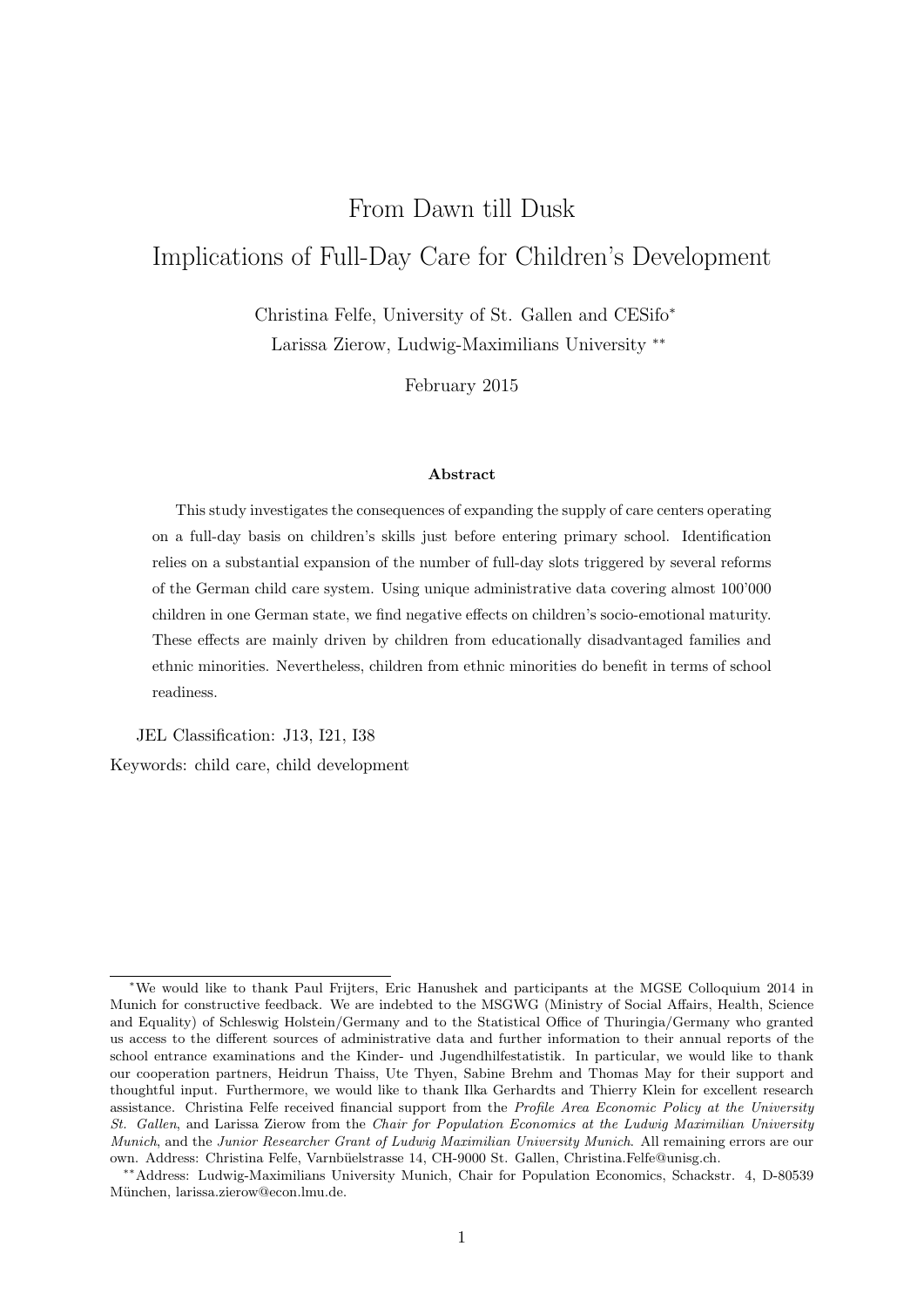# From Dawn till Dusk
# Implications of Full-Day Care for Children's Development

Christina Felfe, University of St. Gallen and CESifo*

Larissa Zierow, Ludwig-Maximilians University **

February 2015

### Abstract

This study investigates the consequences of expanding the supply of care centers operating on a full-day basis on children's skills just before entering primary school. Identification relies on a substantial expansion of the number of full-day slots triggered by several reforms of the German child care system. Using unique administrative data covering almost 100'000 children in one German state, we find negative effects on children's socio-emotional maturity. These effects are mainly driven by children from educationally disadvantaged families and ethnic minorities. Nevertheless, children from ethnic minorities do benefit in terms of school readiness.

JEL Classification: J13, I21, I38

Keywords: child care, child development

---

*We would like to thank Paul Frijters, Eric Hanushek and participants at the MGSE Colloquium 2014 in Munich for constructive feedback. We are indebted to the MSGWG (Ministry of Social Affairs, Health, Science and Equality) of Schleswig Holstein/Germany and to the Statistical Office of Thuringia/Germany who granted us access to the different sources of administrative data and further information to their annual reports of the school entrance examinations and the Kinder- und Jugendhilfestatistik. In particular, we would like to thank our cooperation partners, Heidrun Thaiss, Ute Thyen, Sabine Brehm and Thomas May for their support and thoughtful input. Furthermore, we would like to thank Ilka Gerhardts and Thierry Klein for excellent research assistance. Christina Felfe received financial support from the *Profile Area Economic Policy at the University St. Gallen*, and Larissa Zierow from the *Chair for Population Economics at the Ludwig Maximilian University Munich*, and the *Junior Researcher Grant of Ludwig Maximilian University Munich*. All remaining errors are our own. Address: Christina Felfe, Varnbüelstrasse 14, CH-9000 St. Gallen, Christina.Felfe@unisg.ch.

**Address: Ludwig-Maximilians University Munich, Chair for Population Economics, Schackstr. 4, D-80539 München, larissa.zierow@econ.lmu.de.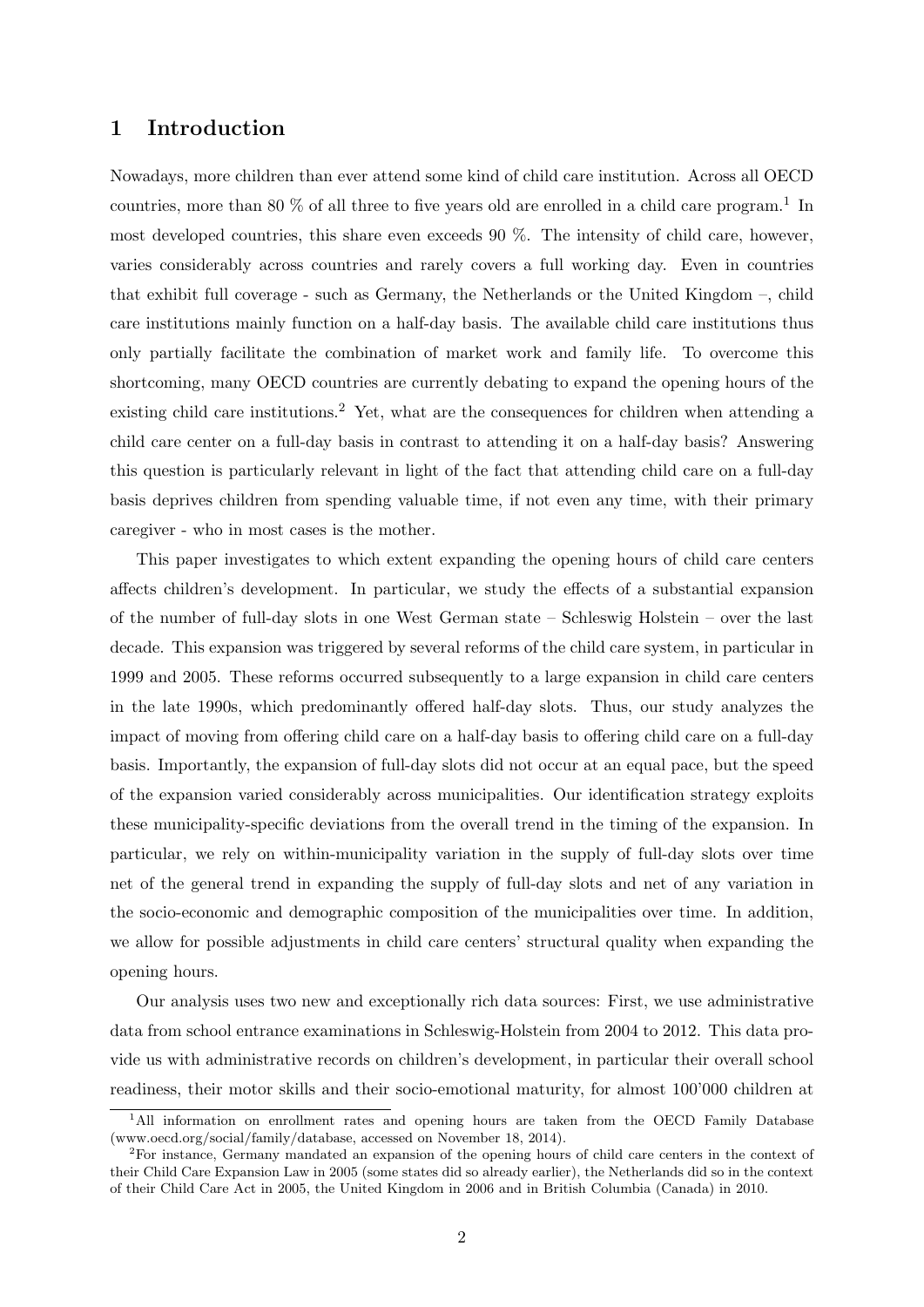## 1 Introduction

Nowadays, more children than ever attend some kind of child care institution. Across all OECD countries, more than 80 % of all three to five years old are enrolled in a child care program.[1] In most developed countries, this share even exceeds 90 %. The intensity of child care, however, varies considerably across countries and rarely covers a full working day. Even in countries that exhibit full coverage - such as Germany, the Netherlands or the United Kingdom –, child care institutions mainly function on a half-day basis. The available child care institutions thus only partially facilitate the combination of market work and family life. To overcome this shortcoming, many OECD countries are currently debating to expand the opening hours of the existing child care institutions.[2] Yet, what are the consequences for children when attending a child care center on a full-day basis in contrast to attending it on a half-day basis? Answering this question is particularly relevant in light of the fact that attending child care on a full-day basis deprives children from spending valuable time, if not even any time, with their primary caregiver - who in most cases is the mother.

This paper investigates to which extent expanding the opening hours of child care centers affects children's development. In particular, we study the effects of a substantial expansion of the number of full-day slots in one West German state – Schleswig Holstein – over the last decade. This expansion was triggered by several reforms of the child care system, in particular in 1999 and 2005. These reforms occurred subsequently to a large expansion in child care centers in the late 1990s, which predominantly offered half-day slots. Thus, our study analyzes the impact of moving from offering child care on a half-day basis to offering child care on a full-day basis. Importantly, the expansion of full-day slots did not occur at an equal pace, but the speed of the expansion varied considerably across municipalities. Our identification strategy exploits these municipality-specific deviations from the overall trend in the timing of the expansion. In particular, we rely on within-municipality variation in the supply of full-day slots over time net of the general trend in expanding the supply of full-day slots and net of any variation in the socio-economic and demographic composition of the municipalities over time. In addition, we allow for possible adjustments in child care centers' structural quality when expanding the opening hours.

Our analysis uses two new and exceptionally rich data sources: First, we use administrative data from school entrance examinations in Schleswig-Holstein from 2004 to 2012. This data provide us with administrative records on children's development, in particular their overall school readiness, their motor skills and their socio-emotional maturity, for almost 100'000 children at

[1] All information on enrollment rates and opening hours are taken from the OECD Family Database (www.oecd.org/social/family/database, accessed on November 18, 2014).

[2] For instance, Germany mandated an expansion of the opening hours of child care centers in the context of their Child Care Expansion Law in 2005 (some states did so already earlier), the Netherlands did so in the context of their Child Care Act in 2005, the United Kingdom in 2006 and in British Columbia (Canada) in 2010.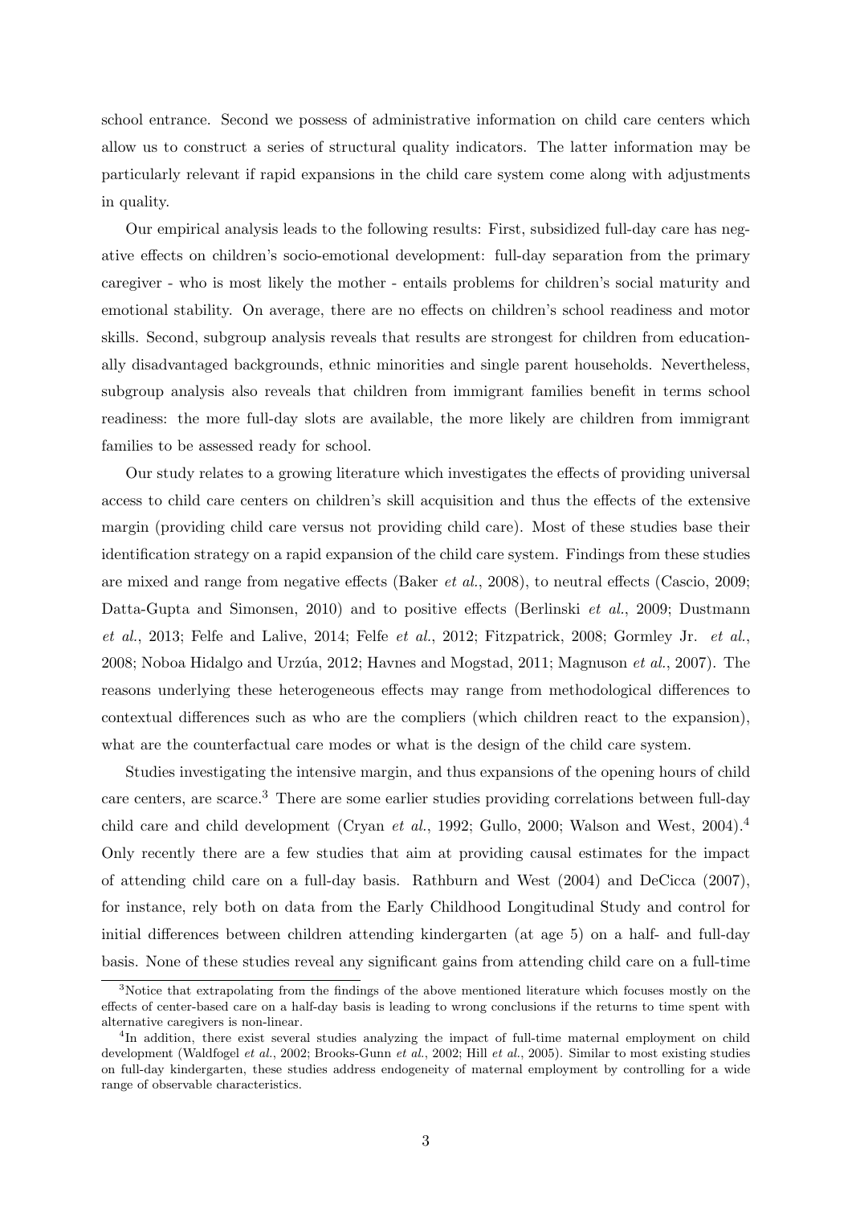school entrance. Second we possess of administrative information on child care centers which allow us to construct a series of structural quality indicators. The latter information may be particularly relevant if rapid expansions in the child care system come along with adjustments in quality.

Our empirical analysis leads to the following results: First, subsidized full-day care has negative effects on children's socio-emotional development: full-day separation from the primary caregiver - who is most likely the mother - entails problems for children's social maturity and emotional stability. On average, there are no effects on children's school readiness and motor skills. Second, subgroup analysis reveals that results are strongest for children from educationally disadvantaged backgrounds, ethnic minorities and single parent households. Nevertheless, subgroup analysis also reveals that children from immigrant families benefit in terms school readiness: the more full-day slots are available, the more likely are children from immigrant families to be assessed ready for school.

Our study relates to a growing literature which investigates the effects of providing universal access to child care centers on children's skill acquisition and thus the effects of the extensive margin (providing child care versus not providing child care). Most of these studies base their identification strategy on a rapid expansion of the child care system. Findings from these studies are mixed and range from negative effects (Baker *et al.*, 2008), to neutral effects (Cascio, 2009; Datta-Gupta and Simonsen, 2010) and to positive effects (Berlinski *et al.*, 2009; Dustmann *et al.*, 2013; Felfe and Lalive, 2014; Felfe *et al.*, 2012; Fitzpatrick, 2008; Gormley Jr. *et al.*, 2008; Noboa Hidalgo and Urzúa, 2012; Havnes and Mogstad, 2011; Magnuson *et al.*, 2007). The reasons underlying these heterogeneous effects may range from methodological differences to contextual differences such as who are the compliers (which children react to the expansion), what are the counterfactual care modes or what is the design of the child care system.

Studies investigating the intensive margin, and thus expansions of the opening hours of child care centers, are scarce.[3] There are some earlier studies providing correlations between full-day child care and child development (Cryan *et al.*, 1992; Gullo, 2000; Walson and West, 2004).[4] Only recently there are a few studies that aim at providing causal estimates for the impact of attending child care on a full-day basis. Rathburn and West (2004) and DeCicca (2007), for instance, rely both on data from the Early Childhood Longitudinal Study and control for initial differences between children attending kindergarten (at age 5) on a half- and full-day basis. None of these studies reveal any significant gains from attending child care on a full-time

[3]Notice that extrapolating from the findings of the above mentioned literature which focuses mostly on the effects of center-based care on a half-day basis is leading to wrong conclusions if the returns to time spent with alternative caregivers is non-linear.

[4]In addition, there exist several studies analyzing the impact of full-time maternal employment on child development (Waldfogel *et al.*, 2002; Brooks-Gunn *et al.*, 2002; Hill *et al.*, 2005). Similar to most existing studies on full-day kindergarten, these studies address endogeneity of maternal employment by controlling for a wide range of observable characteristics.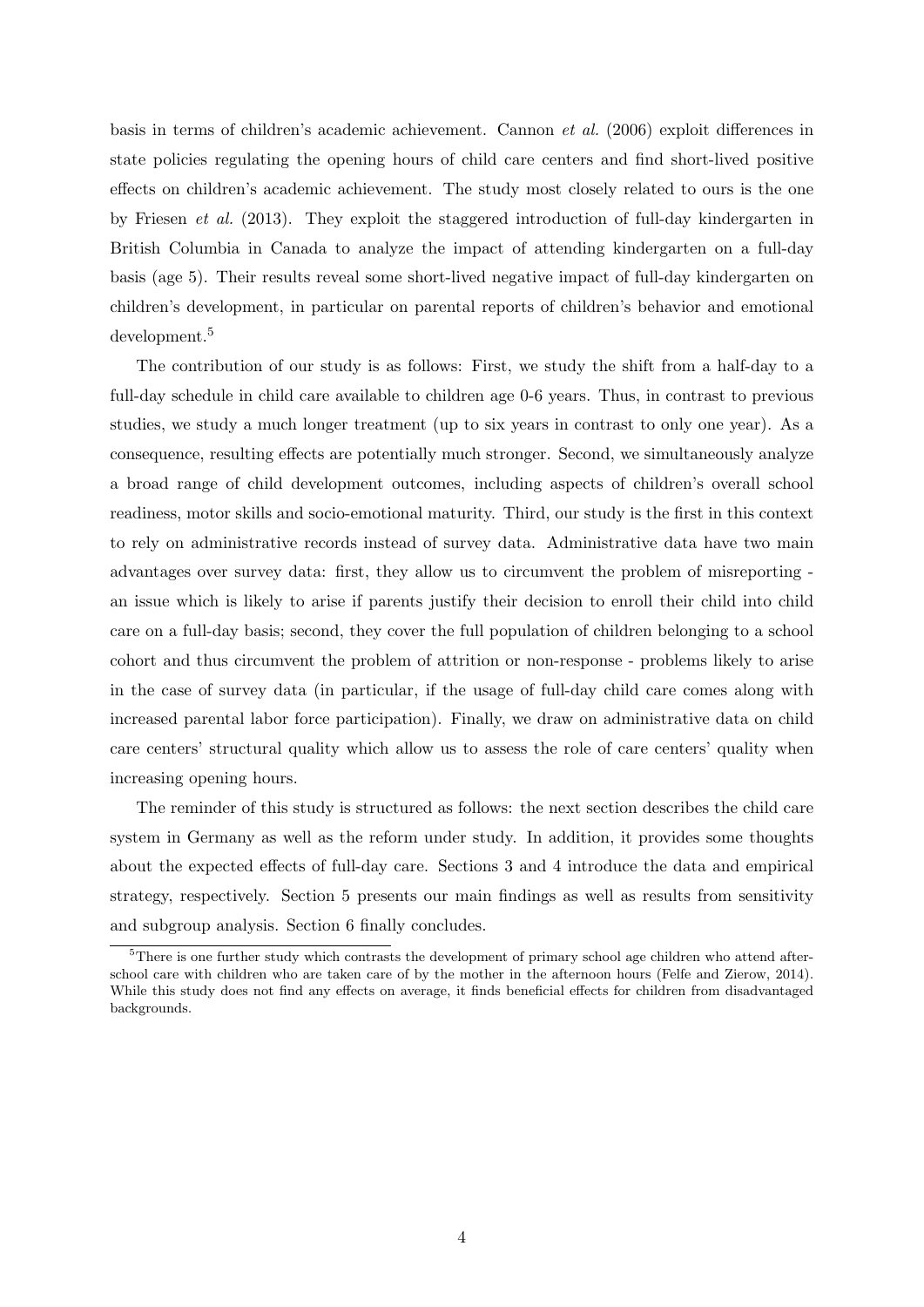basis in terms of children's academic achievement. Cannon *et al.* (2006) exploit differences in state policies regulating the opening hours of child care centers and find short-lived positive effects on children's academic achievement. The study most closely related to ours is the one by Friesen *et al.* (2013). They exploit the staggered introduction of full-day kindergarten in British Columbia in Canada to analyze the impact of attending kindergarten on a full-day basis (age 5). Their results reveal some short-lived negative impact of full-day kindergarten on children's development, in particular on parental reports of children's behavior and emotional development.[5]

The contribution of our study is as follows: First, we study the shift from a half-day to a full-day schedule in child care available to children age 0-6 years. Thus, in contrast to previous studies, we study a much longer treatment (up to six years in contrast to only one year). As a consequence, resulting effects are potentially much stronger. Second, we simultaneously analyze a broad range of child development outcomes, including aspects of children's overall school readiness, motor skills and socio-emotional maturity. Third, our study is the first in this context to rely on administrative records instead of survey data. Administrative data have two main advantages over survey data: first, they allow us to circumvent the problem of misreporting - an issue which is likely to arise if parents justify their decision to enroll their child into child care on a full-day basis; second, they cover the full population of children belonging to a school cohort and thus circumvent the problem of attrition or non-response - problems likely to arise in the case of survey data (in particular, if the usage of full-day child care comes along with increased parental labor force participation). Finally, we draw on administrative data on child care centers' structural quality which allow us to assess the role of care centers' quality when increasing opening hours.

The reminder of this study is structured as follows: the next section describes the child care system in Germany as well as the reform under study. In addition, it provides some thoughts about the expected effects of full-day care. Sections 3 and 4 introduce the data and empirical strategy, respectively. Section 5 presents our main findings as well as results from sensitivity and subgroup analysis. Section 6 finally concludes.

[5]There is one further study which contrasts the development of primary school age children who attend after-school care with children who are taken care of by the mother in the afternoon hours (Felfe and Zierow, 2014). While this study does not find any effects on average, it finds beneficial effects for children from disadvantaged backgrounds.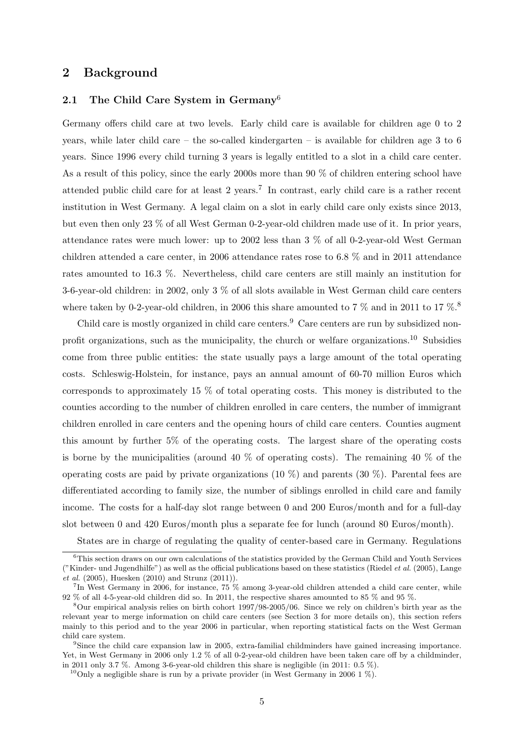## 2 Background

### 2.1 The Child Care System in Germany[6]

Germany offers child care at two levels. Early child care is available for children age 0 to 2 years, while later child care – the so-called kindergarten – is available for children age 3 to 6 years. Since 1996 every child turning 3 years is legally entitled to a slot in a child care center. As a result of this policy, since the early 2000s more than 90 % of children entering school have attended public child care for at least 2 years.[7] In contrast, early child care is a rather recent institution in West Germany. A legal claim on a slot in early child care only exists since 2013, but even then only 23 % of all West German 0-2-year-old children made use of it. In prior years, attendance rates were much lower: up to 2002 less than 3 % of all 0-2-year-old West German children attended a care center, in 2006 attendance rates rose to 6.8 % and in 2011 attendance rates amounted to 16.3 %. Nevertheless, child care centers are still mainly an institution for 3-6-year-old children: in 2002, only 3 % of all slots available in West German child care centers where taken by 0-2-year-old children, in 2006 this share amounted to 7 % and in 2011 to 17 %.[8]

Child care is mostly organized in child care centers.[9] Care centers are run by subsidized non-profit organizations, such as the municipality, the church or welfare organizations.[10] Subsidies come from three public entities: the state usually pays a large amount of the total operating costs. Schleswig-Holstein, for instance, pays an annual amount of 60-70 million Euros which corresponds to approximately 15 % of total operating costs. This money is distributed to the counties according to the number of children enrolled in care centers, the number of immigrant children enrolled in care centers and the opening hours of child care centers. Counties augment this amount by further 5% of the operating costs. The largest share of the operating costs is borne by the municipalities (around 40 % of operating costs). The remaining 40 % of the operating costs are paid by private organizations (10 %) and parents (30 %). Parental fees are differentiated according to family size, the number of siblings enrolled in child care and family income. The costs for a half-day slot range between 0 and 200 Euros/month and for a full-day slot between 0 and 420 Euros/month plus a separate fee for lunch (around 80 Euros/month).

States are in charge of regulating the quality of center-based care in Germany. Regulations

---

[6] This section draws on our own calculations of the statistics provided by the German Child and Youth Services ("Kinder- und Jugendhilfe") as well as the official publications based on these statistics (Riedel *et al.* (2005), Lange *et al.* (2005), Huesken (2010) and Strunz (2011)).

[7] In West Germany in 2006, for instance, 75 % among 3-year-old children attended a child care center, while 92 % of all 4-5-year-old children did so. In 2011, the respective shares amounted to 85 % and 95 %.

[8] Our empirical analysis relies on birth cohort 1997/98-2005/06. Since we rely on children's birth year as the relevant year to merge information on child care centers (see Section 3 for more details on), this section refers mainly to this period and to the year 2006 in particular, when reporting statistical facts on the West German child care system.

[9] Since the child care expansion law in 2005, extra-familial childminders have gained increasing importance. Yet, in West Germany in 2006 only 1.2 % of all 0-2-year-old children have been taken care off by a childminder, in 2011 only 3.7 %. Among 3-6-year-old children this share is negligible (in 2011: 0.5 %).

[10] Only a negligible share is run by a private provider (in West Germany in 2006 1 %).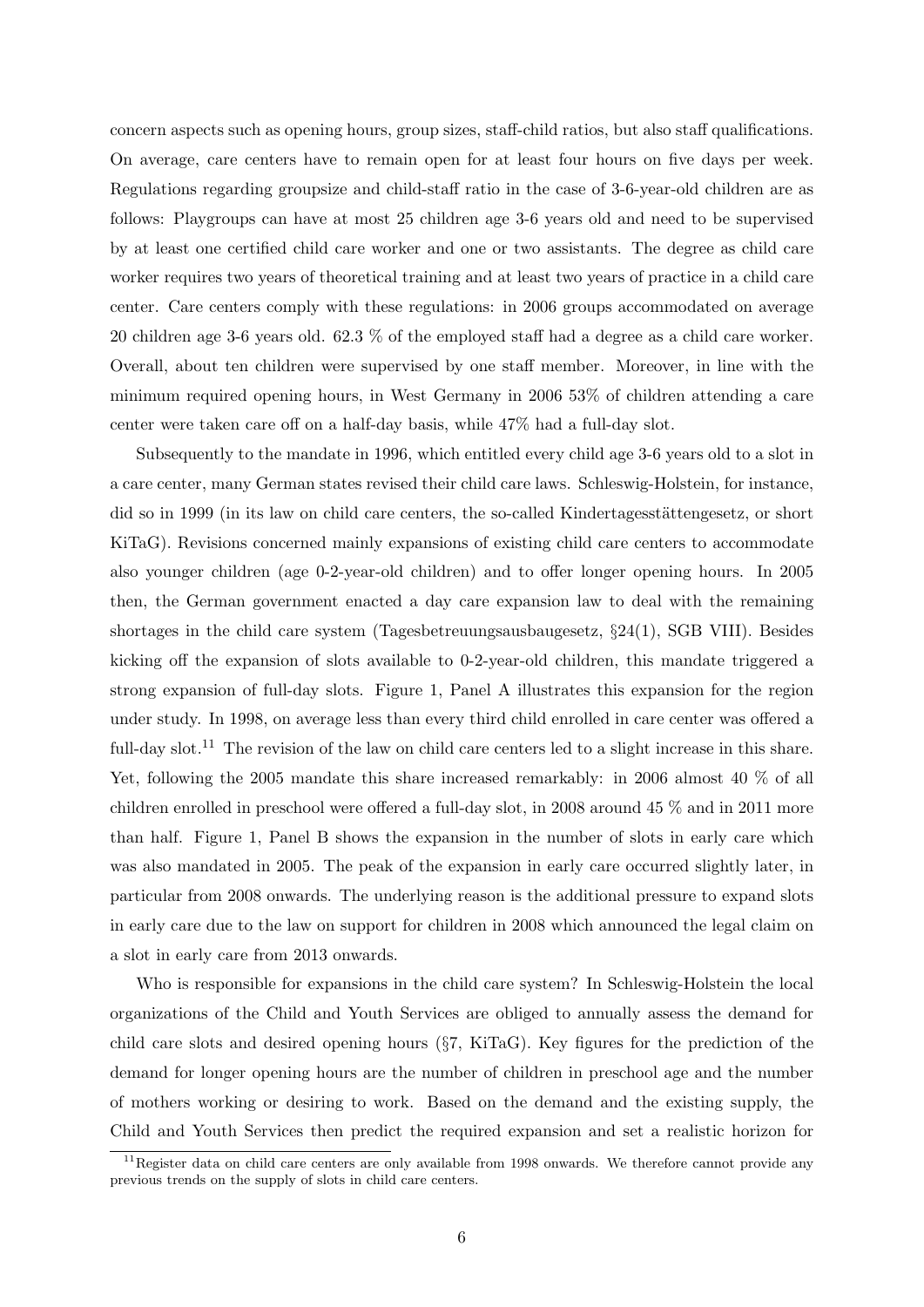concern aspects such as opening hours, group sizes, staff-child ratios, but also staff qualifications. On average, care centers have to remain open for at least four hours on five days per week. Regulations regarding groupsize and child-staff ratio in the case of 3-6-year-old children are as follows: Playgroups can have at most 25 children age 3-6 years old and need to be supervised by at least one certified child care worker and one or two assistants. The degree as child care worker requires two years of theoretical training and at least two years of practice in a child care center. Care centers comply with these regulations: in 2006 groups accommodated on average 20 children age 3-6 years old. 62.3 % of the employed staff had a degree as a child care worker. Overall, about ten children were supervised by one staff member. Moreover, in line with the minimum required opening hours, in West Germany in 2006 53% of children attending a care center were taken care off on a half-day basis, while 47% had a full-day slot.

Subsequently to the mandate in 1996, which entitled every child age 3-6 years old to a slot in a care center, many German states revised their child care laws. Schleswig-Holstein, for instance, did so in 1999 (in its law on child care centers, the so-called Kindertagesstättengesetz, or short KiTaG). Revisions concerned mainly expansions of existing child care centers to accommodate also younger children (age 0-2-year-old children) and to offer longer opening hours. In 2005 then, the German government enacted a day care expansion law to deal with the remaining shortages in the child care system (Tagesbetreuungsausbaugesetz, §24(1), SGB VIII). Besides kicking off the expansion of slots available to 0-2-year-old children, this mandate triggered a strong expansion of full-day slots. Figure 1, Panel A illustrates this expansion for the region under study. In 1998, on average less than every third child enrolled in care center was offered a full-day slot.[11] The revision of the law on child care centers led to a slight increase in this share. Yet, following the 2005 mandate this share increased remarkably: in 2006 almost 40 % of all children enrolled in preschool were offered a full-day slot, in 2008 around 45 % and in 2011 more than half. Figure 1, Panel B shows the expansion in the number of slots in early care which was also mandated in 2005. The peak of the expansion in early care occurred slightly later, in particular from 2008 onwards. The underlying reason is the additional pressure to expand slots in early care due to the law on support for children in 2008 which announced the legal claim on a slot in early care from 2013 onwards.

Who is responsible for expansions in the child care system? In Schleswig-Holstein the local organizations of the Child and Youth Services are obliged to annually assess the demand for child care slots and desired opening hours (§7, KiTaG). Key figures for the prediction of the demand for longer opening hours are the number of children in preschool age and the number of mothers working or desiring to work. Based on the demand and the existing supply, the Child and Youth Services then predict the required expansion and set a realistic horizon for

[11] Register data on child care centers are only available from 1998 onwards. We therefore cannot provide any previous trends on the supply of slots in child care centers.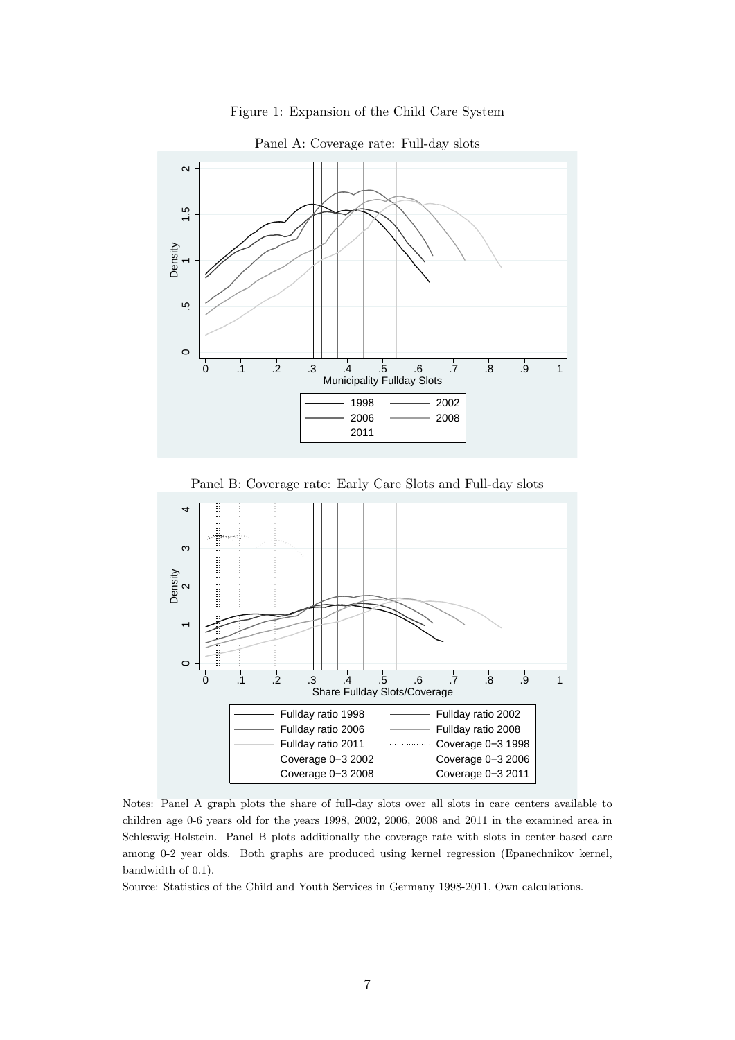Figure 1: Expansion of the Child Care System

Panel A: Coverage rate: Full-day slots

Panel B: Coverage rate: Early Care Slots and Full-day slots

Notes: Panel A graph plots the share of full-day slots over all slots in care centers available to children age 0-6 years old for the years 1998, 2002, 2006, 2008 and 2011 in the examined area in Schleswig-Holstein. Panel B plots additionally the coverage rate with slots in center-based care among 0-2 year olds. Both graphs are produced using kernel regression (Epanechnikov kernel, bandwidth of 0.1).

Source: Statistics of the Child and Youth Services in Germany 1998-2011, Own calculations.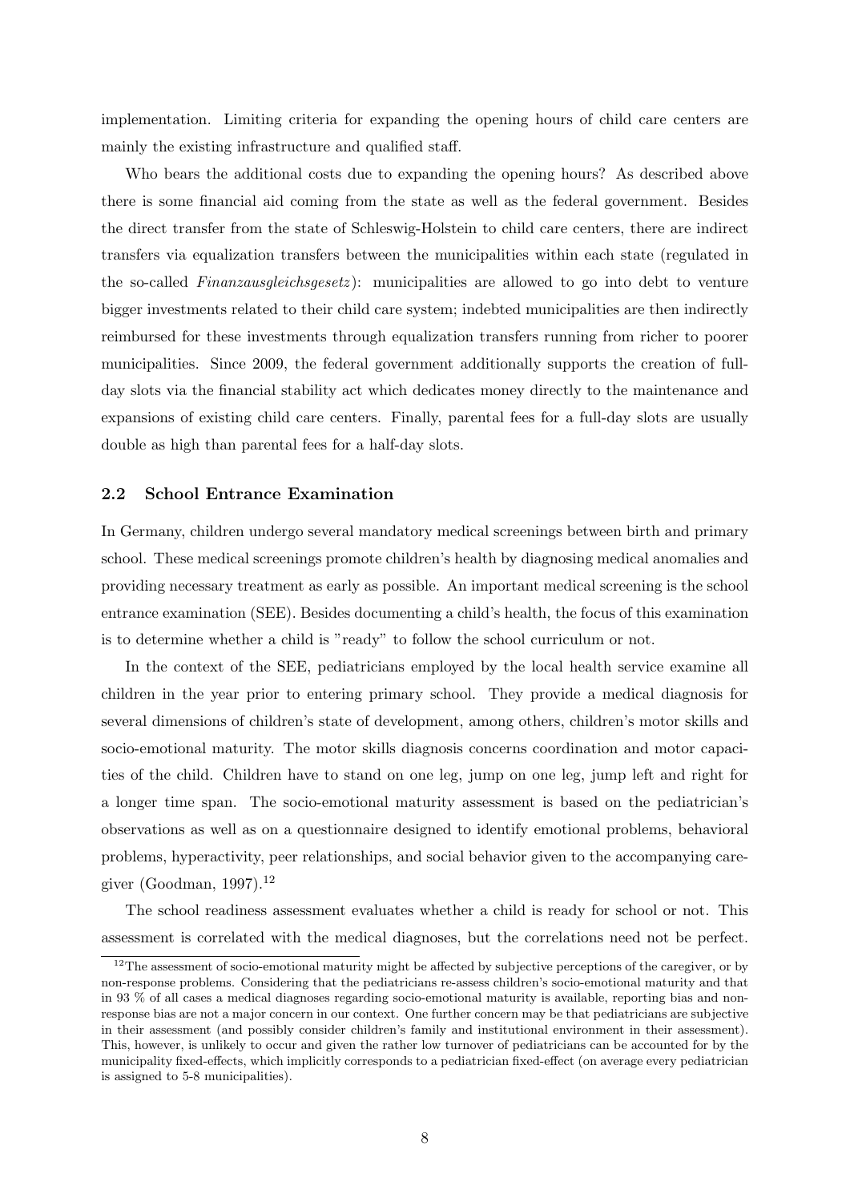implementation. Limiting criteria for expanding the opening hours of child care centers are mainly the existing infrastructure and qualified staff.

Who bears the additional costs due to expanding the opening hours? As described above there is some financial aid coming from the state as well as the federal government. Besides the direct transfer from the state of Schleswig-Holstein to child care centers, there are indirect transfers via equalization transfers between the municipalities within each state (regulated in the so-called *Finanzausgleichsgesetz*): municipalities are allowed to go into debt to venture bigger investments related to their child care system; indebted municipalities are then indirectly reimbursed for these investments through equalization transfers running from richer to poorer municipalities. Since 2009, the federal government additionally supports the creation of full-day slots via the financial stability act which dedicates money directly to the maintenance and expansions of existing child care centers. Finally, parental fees for a full-day slots are usually double as high than parental fees for a half-day slots.

### 2.2 School Entrance Examination

In Germany, children undergo several mandatory medical screenings between birth and primary school. These medical screenings promote children's health by diagnosing medical anomalies and providing necessary treatment as early as possible. An important medical screening is the school entrance examination (SEE). Besides documenting a child's health, the focus of this examination is to determine whether a child is "ready" to follow the school curriculum or not.

In the context of the SEE, pediatricians employed by the local health service examine all children in the year prior to entering primary school. They provide a medical diagnosis for several dimensions of children's state of development, among others, children's motor skills and socio-emotional maturity. The motor skills diagnosis concerns coordination and motor capacities of the child. Children have to stand on one leg, jump on one leg, jump left and right for a longer time span. The socio-emotional maturity assessment is based on the pediatrician's observations as well as on a questionnaire designed to identify emotional problems, behavioral problems, hyperactivity, peer relationships, and social behavior given to the accompanying caregiver (Goodman, 1997).[12]

The school readiness assessment evaluates whether a child is ready for school or not. This assessment is correlated with the medical diagnoses, but the correlations need not be perfect.

[12] The assessment of socio-emotional maturity might be affected by subjective perceptions of the caregiver, or by non-response problems. Considering that the pediatricians re-assess children's socio-emotional maturity and that in 93 % of all cases a medical diagnoses regarding socio-emotional maturity is available, reporting bias and non-response bias are not a major concern in our context. One further concern may be that pediatricians are subjective in their assessment (and possibly consider children's family and institutional environment in their assessment). This, however, is unlikely to occur and given the rather low turnover of pediatricians can be accounted for by the municipality fixed-effects, which implicitly corresponds to a pediatrician fixed-effect (on average every pediatrician is assigned to 5-8 municipalities).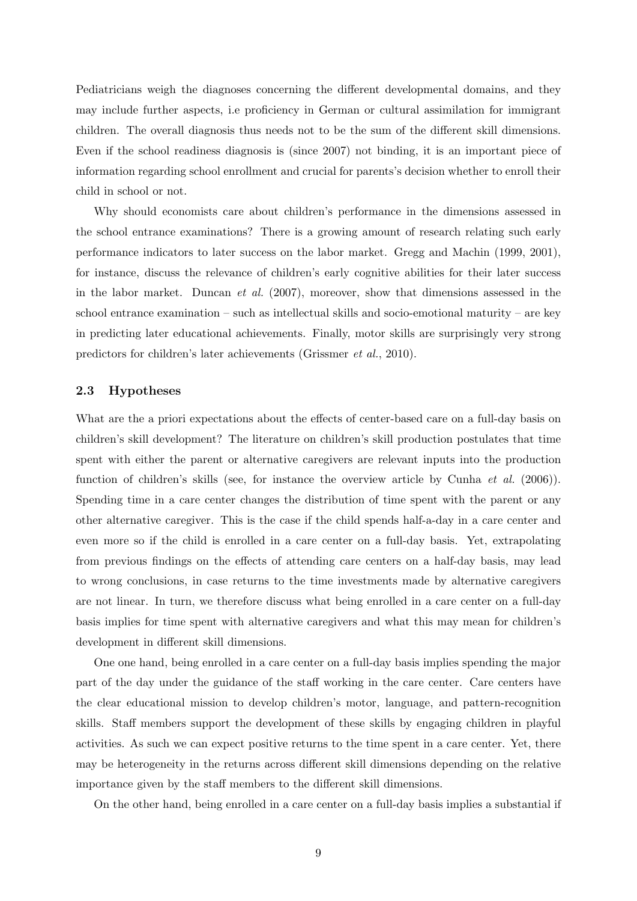Pediatricians weigh the diagnoses concerning the different developmental domains, and they may include further aspects, i.e proficiency in German or cultural assimilation for immigrant children. The overall diagnosis thus needs not to be the sum of the different skill dimensions. Even if the school readiness diagnosis is (since 2007) not binding, it is an important piece of information regarding school enrollment and crucial for parents's decision whether to enroll their child in school or not.

Why should economists care about children's performance in the dimensions assessed in the school entrance examinations? There is a growing amount of research relating such early performance indicators to later success on the labor market. Gregg and Machin (1999, 2001), for instance, discuss the relevance of children's early cognitive abilities for their later success in the labor market. Duncan *et al.* (2007), moreover, show that dimensions assessed in the school entrance examination – such as intellectual skills and socio-emotional maturity – are key in predicting later educational achievements. Finally, motor skills are surprisingly very strong predictors for children's later achievements (Grissmer *et al.*, 2010).

### 2.3 Hypotheses

What are the a priori expectations about the effects of center-based care on a full-day basis on children's skill development? The literature on children's skill production postulates that time spent with either the parent or alternative caregivers are relevant inputs into the production function of children's skills (see, for instance the overview article by Cunha *et al.* (2006)). Spending time in a care center changes the distribution of time spent with the parent or any other alternative caregiver. This is the case if the child spends half-a-day in a care center and even more so if the child is enrolled in a care center on a full-day basis. Yet, extrapolating from previous findings on the effects of attending care centers on a half-day basis, may lead to wrong conclusions, in case returns to the time investments made by alternative caregivers are not linear. In turn, we therefore discuss what being enrolled in a care center on a full-day basis implies for time spent with alternative caregivers and what this may mean for children's development in different skill dimensions.

One one hand, being enrolled in a care center on a full-day basis implies spending the major part of the day under the guidance of the staff working in the care center. Care centers have the clear educational mission to develop children's motor, language, and pattern-recognition skills. Staff members support the development of these skills by engaging children in playful activities. As such we can expect positive returns to the time spent in a care center. Yet, there may be heterogeneity in the returns across different skill dimensions depending on the relative importance given by the staff members to the different skill dimensions.

On the other hand, being enrolled in a care center on a full-day basis implies a substantial if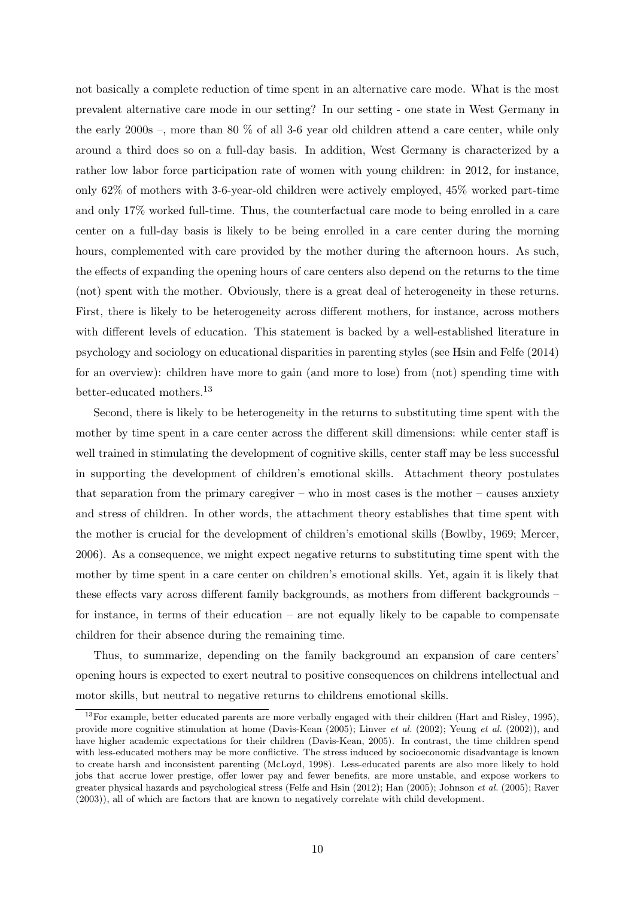not basically a complete reduction of time spent in an alternative care mode. What is the most prevalent alternative care mode in our setting? In our setting - one state in West Germany in the early 2000s –, more than 80 % of all 3-6 year old children attend a care center, while only around a third does so on a full-day basis. In addition, West Germany is characterized by a rather low labor force participation rate of women with young children: in 2012, for instance, only 62% of mothers with 3-6-year-old children were actively employed, 45% worked part-time and only 17% worked full-time. Thus, the counterfactual care mode to being enrolled in a care center on a full-day basis is likely to be being enrolled in a care center during the morning hours, complemented with care provided by the mother during the afternoon hours. As such, the effects of expanding the opening hours of care centers also depend on the returns to the time (not) spent with the mother. Obviously, there is a great deal of heterogeneity in these returns. First, there is likely to be heterogeneity across different mothers, for instance, across mothers with different levels of education. This statement is backed by a well-established literature in psychology and sociology on educational disparities in parenting styles (see Hsin and Felfe (2014) for an overview): children have more to gain (and more to lose) from (not) spending time with better-educated mothers.[13]

Second, there is likely to be heterogeneity in the returns to substituting time spent with the mother by time spent in a care center across the different skill dimensions: while center staff is well trained in stimulating the development of cognitive skills, center staff may be less successful in supporting the development of children's emotional skills. Attachment theory postulates that separation from the primary caregiver – who in most cases is the mother – causes anxiety and stress of children. In other words, the attachment theory establishes that time spent with the mother is crucial for the development of children's emotional skills (Bowlby, 1969; Mercer, 2006). As a consequence, we might expect negative returns to substituting time spent with the mother by time spent in a care center on children's emotional skills. Yet, again it is likely that these effects vary across different family backgrounds, as mothers from different backgrounds – for instance, in terms of their education – are not equally likely to be capable to compensate children for their absence during the remaining time.

Thus, to summarize, depending on the family background an expansion of care centers' opening hours is expected to exert neutral to positive consequences on childrens intellectual and motor skills, but neutral to negative returns to childrens emotional skills.

[13]For example, better educated parents are more verbally engaged with their children (Hart and Risley, 1995), provide more cognitive stimulation at home (Davis-Kean (2005); Linver *et al.* (2002); Yeung *et al.* (2002)), and have higher academic expectations for their children (Davis-Kean, 2005). In contrast, the time children spend with less-educated mothers may be more conflictive. The stress induced by socioeconomic disadvantage is known to create harsh and inconsistent parenting (McLoyd, 1998). Less-educated parents are also more likely to hold jobs that accrue lower prestige, offer lower pay and fewer benefits, are more unstable, and expose workers to greater physical hazards and psychological stress (Felfe and Hsin (2012); Han (2005); Johnson *et al.* (2005); Raver (2003)), all of which are factors that are known to negatively correlate with child development.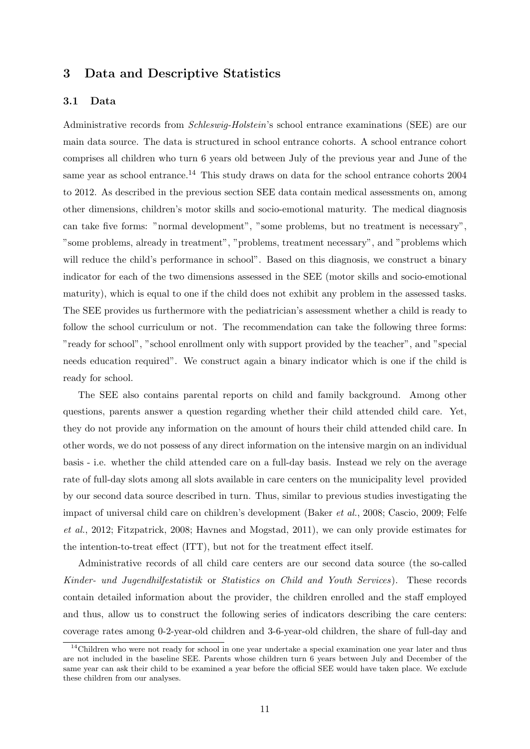## 3 Data and Descriptive Statistics

### 3.1 Data

Administrative records from *Schleswig-Holstein*'s school entrance examinations (SEE) are our main data source. The data is structured in school entrance cohorts. A school entrance cohort comprises all children who turn 6 years old between July of the previous year and June of the same year as school entrance.[14] This study draws on data for the school entrance cohorts 2004 to 2012. As described in the previous section SEE data contain medical assessments on, among other dimensions, children's motor skills and socio-emotional maturity. The medical diagnosis can take five forms: "normal development", "some problems, but no treatment is necessary", "some problems, already in treatment", "problems, treatment necessary", and "problems which will reduce the child's performance in school". Based on this diagnosis, we construct a binary indicator for each of the two dimensions assessed in the SEE (motor skills and socio-emotional maturity), which is equal to one if the child does not exhibit any problem in the assessed tasks. The SEE provides us furthermore with the pediatrician's assessment whether a child is ready to follow the school curriculum or not. The recommendation can take the following three forms: "ready for school", "school enrollment only with support provided by the teacher", and "special needs education required". We construct again a binary indicator which is one if the child is ready for school.

The SEE also contains parental reports on child and family background. Among other questions, parents answer a question regarding whether their child attended child care. Yet, they do not provide any information on the amount of hours their child attended child care. In other words, we do not possess of any direct information on the intensive margin on an individual basis - i.e. whether the child attended care on a full-day basis. Instead we rely on the average rate of full-day slots among all slots available in care centers on the municipality level provided by our second data source described in turn. Thus, similar to previous studies investigating the impact of universal child care on children's development (Baker *et al.*, 2008; Cascio, 2009; Felfe *et al.*, 2012; Fitzpatrick, 2008; Havnes and Mogstad, 2011), we can only provide estimates for the intention-to-treat effect (ITT), but not for the treatment effect itself.

Administrative records of all child care centers are our second data source (the so-called *Kinder- und Jugendhilfestatistik* or *Statistics on Child and Youth Services*). These records contain detailed information about the provider, the children enrolled and the staff employed and thus, allow us to construct the following series of indicators describing the care centers: coverage rates among 0-2-year-old children and 3-6-year-old children, the share of full-day and

[14] Children who were not ready for school in one year undertake a special examination one year later and thus are not included in the baseline SEE. Parents whose children turn 6 years between July and December of the same year can ask their child to be examined a year before the official SEE would have taken place. We exclude these children from our analyses.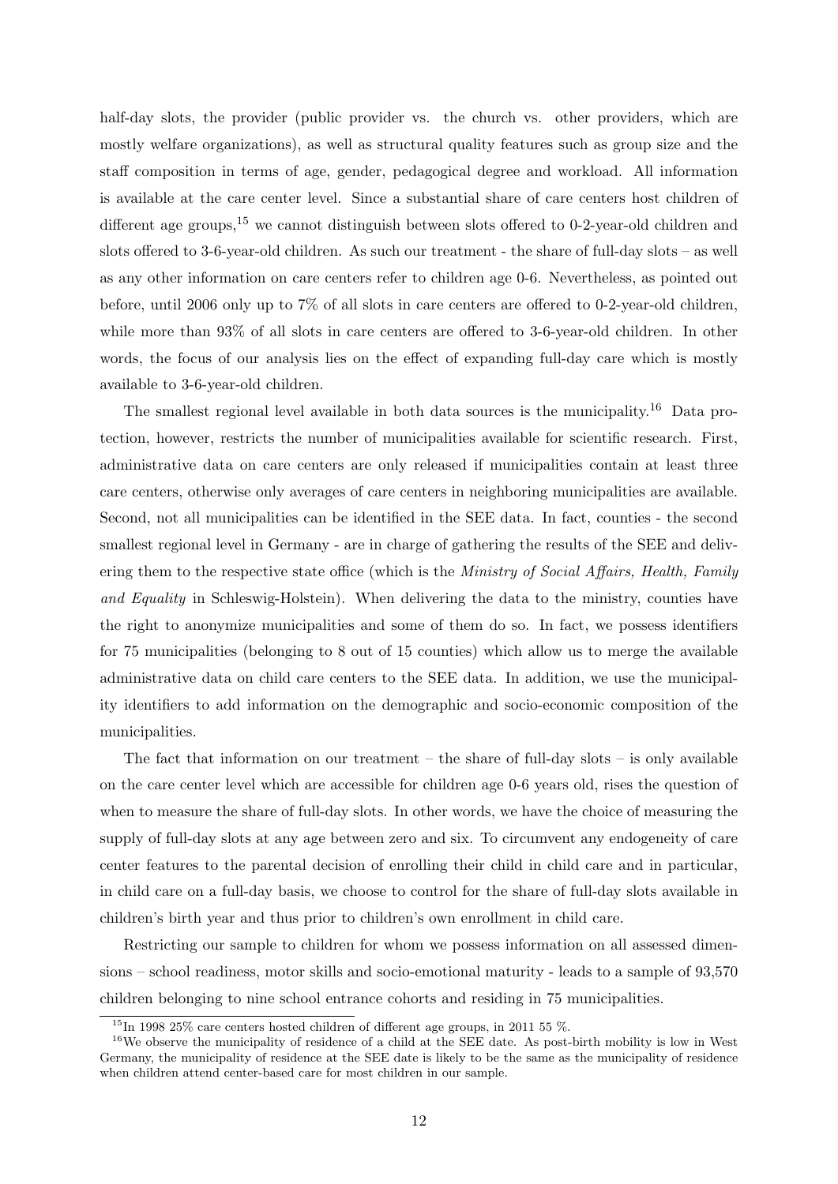half-day slots, the provider (public provider vs. the church vs. other providers, which are mostly welfare organizations), as well as structural quality features such as group size and the staff composition in terms of age, gender, pedagogical degree and workload. All information is available at the care center level. Since a substantial share of care centers host children of different age groups,[15] we cannot distinguish between slots offered to 0-2-year-old children and slots offered to 3-6-year-old children. As such our treatment - the share of full-day slots – as well as any other information on care centers refer to children age 0-6. Nevertheless, as pointed out before, until 2006 only up to 7% of all slots in care centers are offered to 0-2-year-old children, while more than 93% of all slots in care centers are offered to 3-6-year-old children. In other words, the focus of our analysis lies on the effect of expanding full-day care which is mostly available to 3-6-year-old children.

The smallest regional level available in both data sources is the municipality.[16] Data protection, however, restricts the number of municipalities available for scientific research. First, administrative data on care centers are only released if municipalities contain at least three care centers, otherwise only averages of care centers in neighboring municipalities are available. Second, not all municipalities can be identified in the SEE data. In fact, counties - the second smallest regional level in Germany - are in charge of gathering the results of the SEE and delivering them to the respective state office (which is the *Ministry of Social Affairs, Health, Family and Equality* in Schleswig-Holstein). When delivering the data to the ministry, counties have the right to anonymize municipalities and some of them do so. In fact, we possess identifiers for 75 municipalities (belonging to 8 out of 15 counties) which allow us to merge the available administrative data on child care centers to the SEE data. In addition, we use the municipality identifiers to add information on the demographic and socio-economic composition of the municipalities.

The fact that information on our treatment – the share of full-day slots – is only available on the care center level which are accessible for children age 0-6 years old, rises the question of when to measure the share of full-day slots. In other words, we have the choice of measuring the supply of full-day slots at any age between zero and six. To circumvent any endogeneity of care center features to the parental decision of enrolling their child in child care and in particular, in child care on a full-day basis, we choose to control for the share of full-day slots available in children's birth year and thus prior to children's own enrollment in child care.

Restricting our sample to children for whom we possess information on all assessed dimensions – school readiness, motor skills and socio-emotional maturity - leads to a sample of 93,570 children belonging to nine school entrance cohorts and residing in 75 municipalities.

[15] In 1998 25% care centers hosted children of different age groups, in 2011 55 %.

[16] We observe the municipality of residence of a child at the SEE date. As post-birth mobility is low in West Germany, the municipality of residence at the SEE date is likely to be the same as the municipality of residence when children attend center-based care for most children in our sample.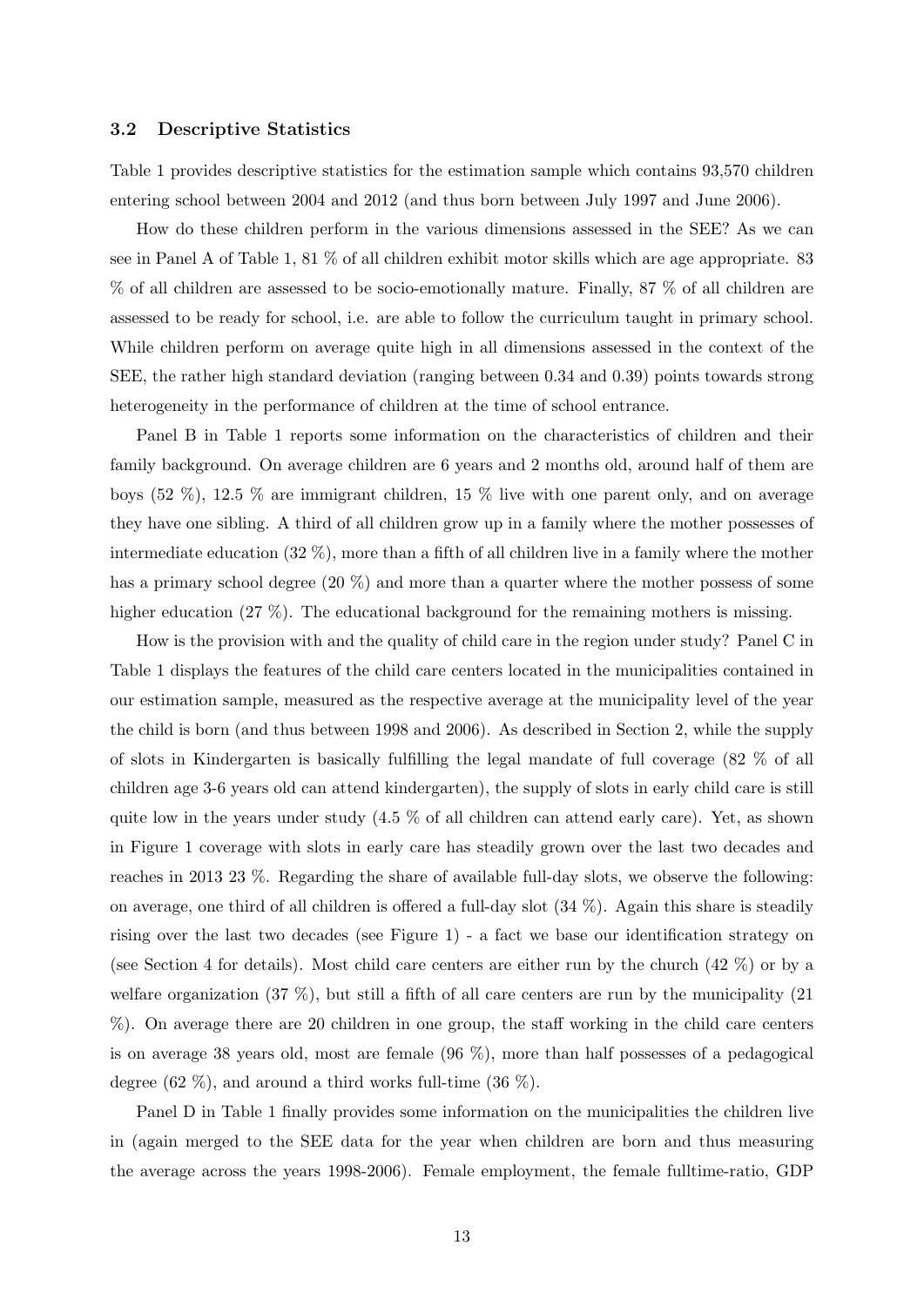### 3.2 Descriptive Statistics

Table 1 provides descriptive statistics for the estimation sample which contains 93,570 children entering school between 2004 and 2012 (and thus born between July 1997 and June 2006).

How do these children perform in the various dimensions assessed in the SEE? As we can see in Panel A of Table 1, 81 % of all children exhibit motor skills which are age appropriate. 83 % of all children are assessed to be socio-emotionally mature. Finally, 87 % of all children are assessed to be ready for school, i.e. are able to follow the curriculum taught in primary school. While children perform on average quite high in all dimensions assessed in the context of the SEE, the rather high standard deviation (ranging between 0.34 and 0.39) points towards strong heterogeneity in the performance of children at the time of school entrance.

Panel B in Table 1 reports some information on the characteristics of children and their family background. On average children are 6 years and 2 months old, around half of them are boys (52 %), 12.5 % are immigrant children, 15 % live with one parent only, and on average they have one sibling. A third of all children grow up in a family where the mother possesses of intermediate education (32 %), more than a fifth of all children live in a family where the mother has a primary school degree (20 %) and more than a quarter where the mother possess of some higher education (27 %). The educational background for the remaining mothers is missing.

How is the provision with and the quality of child care in the region under study? Panel C in Table 1 displays the features of the child care centers located in the municipalities contained in our estimation sample, measured as the respective average at the municipality level of the year the child is born (and thus between 1998 and 2006). As described in Section 2, while the supply of slots in Kindergarten is basically fulfilling the legal mandate of full coverage (82 % of all children age 3-6 years old can attend kindergarten), the supply of slots in early child care is still quite low in the years under study (4.5 % of all children can attend early care). Yet, as shown in Figure 1 coverage with slots in early care has steadily grown over the last two decades and reaches in 2013 23 %. Regarding the share of available full-day slots, we observe the following: on average, one third of all children is offered a full-day slot (34 %). Again this share is steadily rising over the last two decades (see Figure 1) - a fact we base our identification strategy on (see Section 4 for details). Most child care centers are either run by the church (42 %) or by a welfare organization (37 %), but still a fifth of all care centers are run by the municipality (21 %). On average there are 20 children in one group, the staff working in the child care centers is on average 38 years old, most are female (96 %), more than half possesses of a pedagogical degree (62 %), and around a third works full-time (36 %).

Panel D in Table 1 finally provides some information on the municipalities the children live in (again merged to the SEE data for the year when children are born and thus measuring the average across the years 1998-2006). Female employment, the female fulltime-ratio, GDP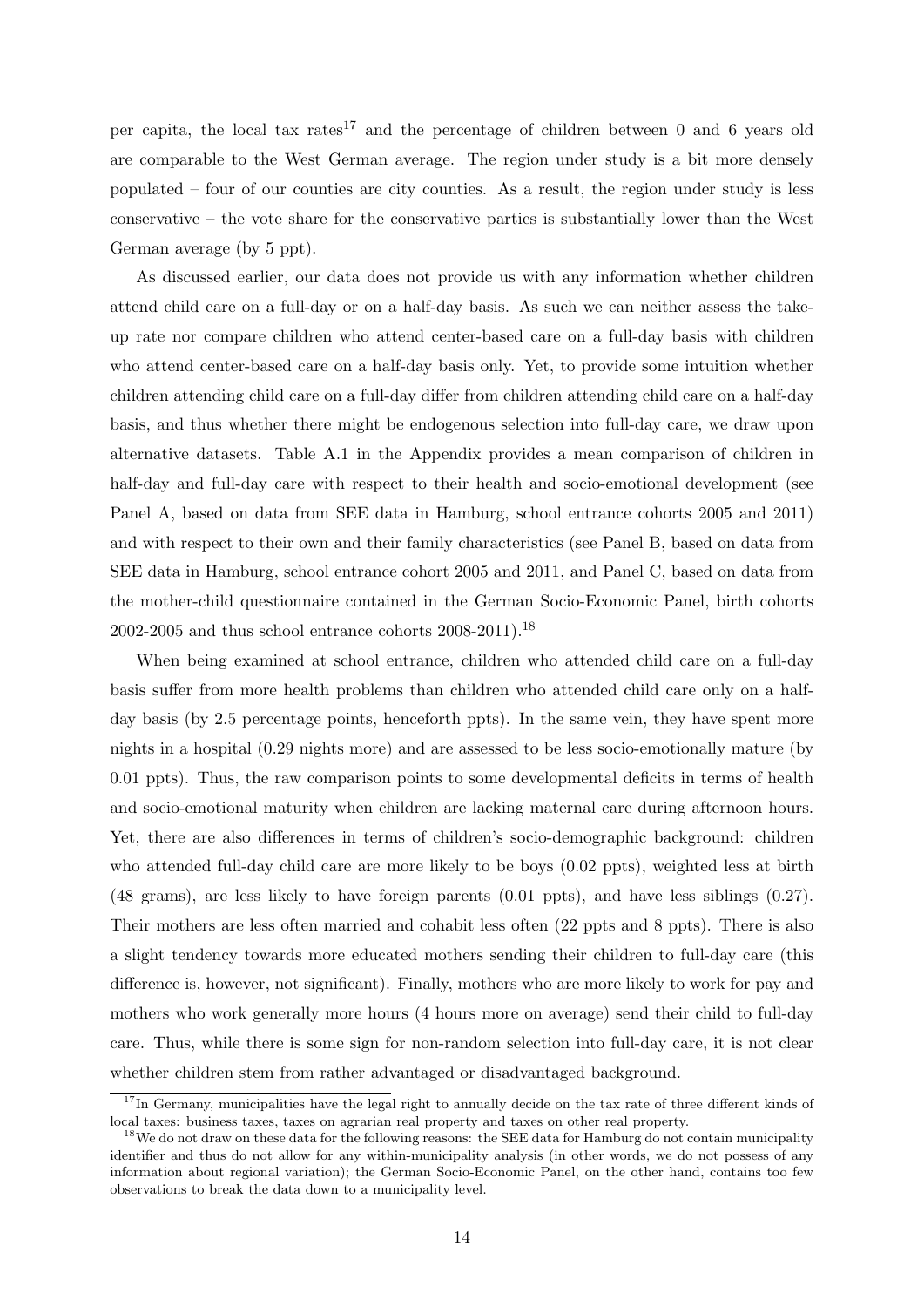per capita, the local tax rates[17] and the percentage of children between 0 and 6 years old are comparable to the West German average. The region under study is a bit more densely populated – four of our counties are city counties. As a result, the region under study is less conservative – the vote share for the conservative parties is substantially lower than the West German average (by 5 ppt).

As discussed earlier, our data does not provide us with any information whether children attend child care on a full-day or on a half-day basis. As such we can neither assess the take-up rate nor compare children who attend center-based care on a full-day basis with children who attend center-based care on a half-day basis only. Yet, to provide some intuition whether children attending child care on a full-day differ from children attending child care on a half-day basis, and thus whether there might be endogenous selection into full-day care, we draw upon alternative datasets. Table A.1 in the Appendix provides a mean comparison of children in half-day and full-day care with respect to their health and socio-emotional development (see Panel A, based on data from SEE data in Hamburg, school entrance cohorts 2005 and 2011) and with respect to their own and their family characteristics (see Panel B, based on data from SEE data in Hamburg, school entrance cohort 2005 and 2011, and Panel C, based on data from the mother-child questionnaire contained in the German Socio-Economic Panel, birth cohorts 2002-2005 and thus school entrance cohorts 2008-2011).[18]

When being examined at school entrance, children who attended child care on a full-day basis suffer from more health problems than children who attended child care only on a half-day basis (by 2.5 percentage points, henceforth ppts). In the same vein, they have spent more nights in a hospital (0.29 nights more) and are assessed to be less socio-emotionally mature (by 0.01 ppts). Thus, the raw comparison points to some developmental deficits in terms of health and socio-emotional maturity when children are lacking maternal care during afternoon hours. Yet, there are also differences in terms of children's socio-demographic background: children who attended full-day child care are more likely to be boys (0.02 ppts), weighted less at birth (48 grams), are less likely to have foreign parents (0.01 ppts), and have less siblings (0.27). Their mothers are less often married and cohabit less often (22 ppts and 8 ppts). There is also a slight tendency towards more educated mothers sending their children to full-day care (this difference is, however, not significant). Finally, mothers who are more likely to work for pay and mothers who work generally more hours (4 hours more on average) send their child to full-day care. Thus, while there is some sign for non-random selection into full-day care, it is not clear whether children stem from rather advantaged or disadvantaged background.

[17] In Germany, municipalities have the legal right to annually decide on the tax rate of three different kinds of local taxes: business taxes, taxes on agrarian real property and taxes on other real property.

[18] We do not draw on these data for the following reasons: the SEE data for Hamburg do not contain municipality identifier and thus do not allow for any within-municipality analysis (in other words, we do not possess of any information about regional variation); the German Socio-Economic Panel, on the other hand, contains too few observations to break the data down to a municipality level.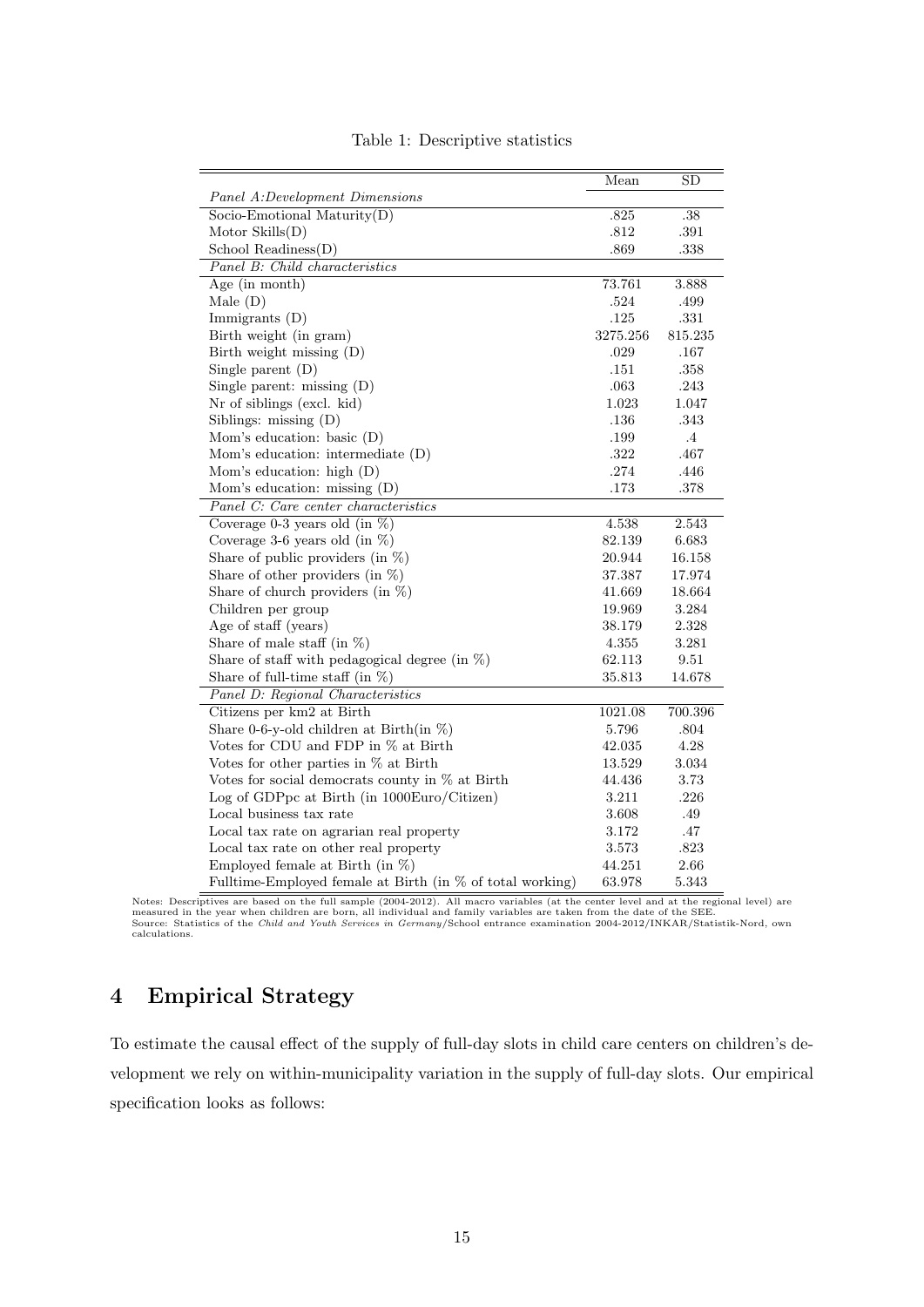Table 1: Descriptive statistics

| | Mean | SD |
|---|---|---|
| *Panel A:Development Dimensions* | | |
| Socio-Emotional Maturity(D) | .825 | .38 |
| Motor Skills(D) | .812 | .391 |
| School Readiness(D) | .869 | .338 |
| *Panel B: Child characteristics* | | |
| Age (in month) | 73.761 | 3.888 |
| Male (D) | .524 | .499 |
| Immigrants (D) | .125 | .331 |
| Birth weight (in gram) | 3275.256 | 815.235 |
| Birth weight missing (D) | .029 | .167 |
| Single parent (D) | .151 | .358 |
| Single parent: missing (D) | .063 | .243 |
| Nr of siblings (excl. kid) | 1.023 | 1.047 |
| Siblings: missing (D) | .136 | .343 |
| Mom's education: basic (D) | .199 | .4 |
| Mom's education: intermediate (D) | .322 | .467 |
| Mom's education: high (D) | .274 | .446 |
| Mom's education: missing (D) | .173 | .378 |
| *Panel C: Care center characteristics* | | |
| Coverage 0-3 years old (in %) | 4.538 | 2.543 |
| Coverage 3-6 years old (in %) | 82.139 | 6.683 |
| Share of public providers (in %) | 20.944 | 16.158 |
| Share of other providers (in %) | 37.387 | 17.974 |
| Share of church providers (in %) | 41.669 | 18.664 |
| Children per group | 19.969 | 3.284 |
| Age of staff (years) | 38.179 | 2.328 |
| Share of male staff (in %) | 4.355 | 3.281 |
| Share of staff with pedagogical degree (in %) | 62.113 | 9.51 |
| Share of full-time staff (in %) | 35.813 | 14.678 |
| *Panel D: Regional Characteristics* | | |
| Citizens per km2 at Birth | 1021.08 | 700.396 |
| Share 0-6-y-old children at Birth(in %) | 5.796 | .804 |
| Votes for CDU and FDP in % at Birth | 42.035 | 4.28 |
| Votes for other parties in % at Birth | 13.529 | 3.034 |
| Votes for social democrats county in % at Birth | 44.436 | 3.73 |
| Log of GDPpc at Birth (in 1000Euro/Citizen) | 3.211 | .226 |
| Local business tax rate | 3.608 | .49 |
| Local tax rate on agrarian real property | 3.172 | .47 |
| Local tax rate on other real property | 3.573 | .823 |
| Employed female at Birth (in %) | 44.251 | 2.66 |
| Fulltime-Employed female at Birth (in % of total working) | 63.978 | 5.343 |

Notes: Descriptives are based on the full sample (2004-2012). All macro variables (at the center level and at the regional level) are measured in the year when children are born, all individual and family variables are taken from the date of the SEE.
Source: Statistics of the *Child and Youth Services in Germany*/School entrance examination 2004-2012/INKAR/Statistik-Nord, own calculations.

## 4 Empirical Strategy

To estimate the causal effect of the supply of full-day slots in child care centers on children's development we rely on within-municipality variation in the supply of full-day slots. Our empirical specification looks as follows: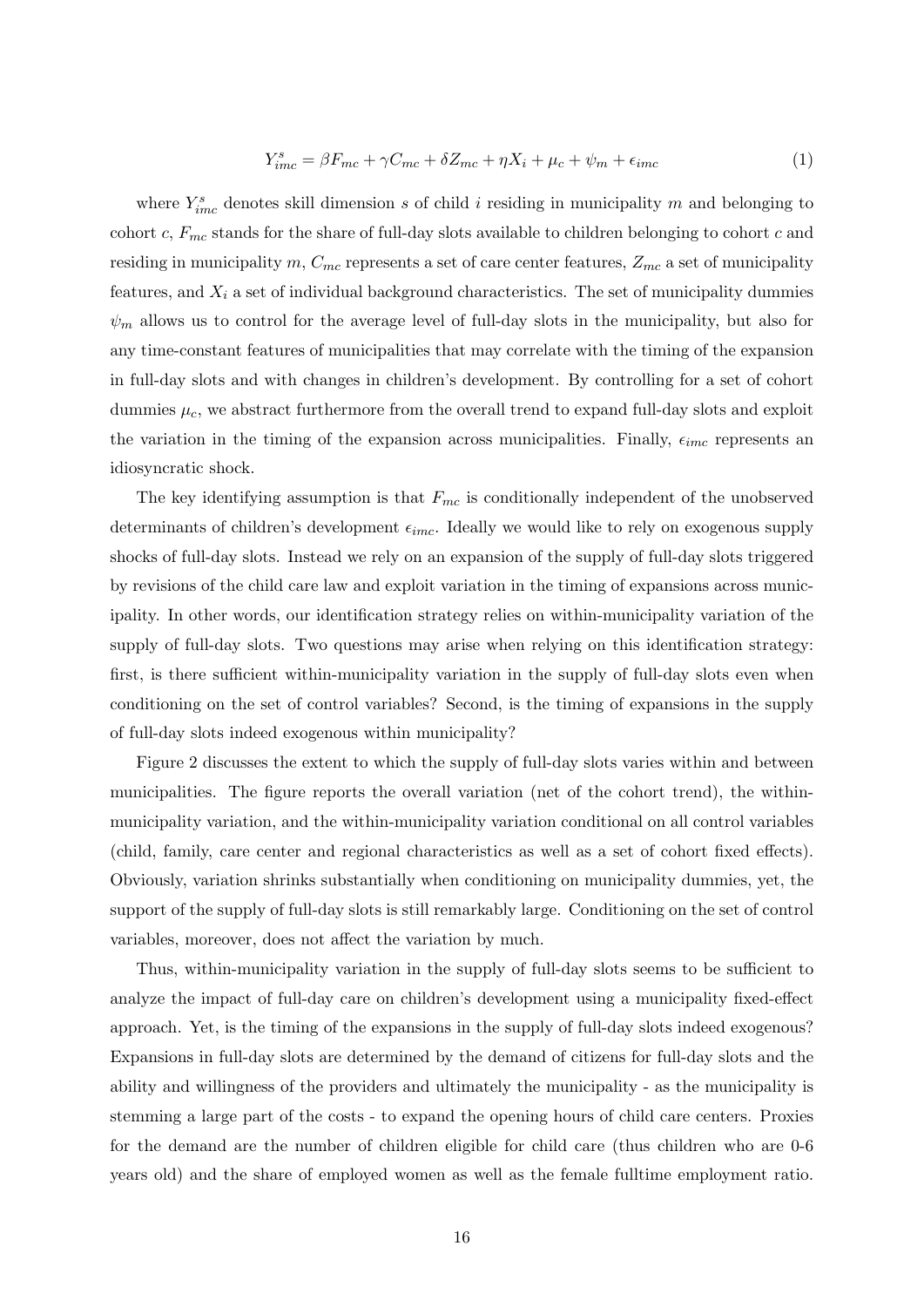$$Y^s_{imc} = \beta F_{mc} + \gamma C_{mc} + \delta Z_{mc} + \eta X_i + \mu_c + \psi_m + \epsilon_{imc} \tag{1}$$

where $Y^s_{imc}$ denotes skill dimension $s$ of child $i$ residing in municipality $m$ and belonging to cohort $c$, $F_{mc}$ stands for the share of full-day slots available to children belonging to cohort $c$ and residing in municipality $m$, $C_{mc}$ represents a set of care center features, $Z_{mc}$ a set of municipality features, and $X_i$ a set of individual background characteristics. The set of municipality dummies $\psi_m$ allows us to control for the average level of full-day slots in the municipality, but also for any time-constant features of municipalities that may correlate with the timing of the expansion in full-day slots and with changes in children's development. By controlling for a set of cohort dummies $\mu_c$, we abstract furthermore from the overall trend to expand full-day slots and exploit the variation in the timing of the expansion across municipalities. Finally, $\epsilon_{imc}$ represents an idiosyncratic shock.

The key identifying assumption is that $F_{mc}$ is conditionally independent of the unobserved determinants of children's development $\epsilon_{imc}$. Ideally we would like to rely on exogenous supply shocks of full-day slots. Instead we rely on an expansion of the supply of full-day slots triggered by revisions of the child care law and exploit variation in the timing of expansions across municipality. In other words, our identification strategy relies on within-municipality variation of the supply of full-day slots. Two questions may arise when relying on this identification strategy: first, is there sufficient within-municipality variation in the supply of full-day slots even when conditioning on the set of control variables? Second, is the timing of expansions in the supply of full-day slots indeed exogenous within municipality?

Figure 2 discusses the extent to which the supply of full-day slots varies within and between municipalities. The figure reports the overall variation (net of the cohort trend), the within-municipality variation, and the within-municipality variation conditional on all control variables (child, family, care center and regional characteristics as well as a set of cohort fixed effects). Obviously, variation shrinks substantially when conditioning on municipality dummies, yet, the support of the supply of full-day slots is still remarkably large. Conditioning on the set of control variables, moreover, does not affect the variation by much.

Thus, within-municipality variation in the supply of full-day slots seems to be sufficient to analyze the impact of full-day care on children's development using a municipality fixed-effect approach. Yet, is the timing of the expansions in the supply of full-day slots indeed exogenous? Expansions in full-day slots are determined by the demand of citizens for full-day slots and the ability and willingness of the providers and ultimately the municipality - as the municipality is stemming a large part of the costs - to expand the opening hours of child care centers. Proxies for the demand are the number of children eligible for child care (thus children who are 0-6 years old) and the share of employed women as well as the female fulltime employment ratio.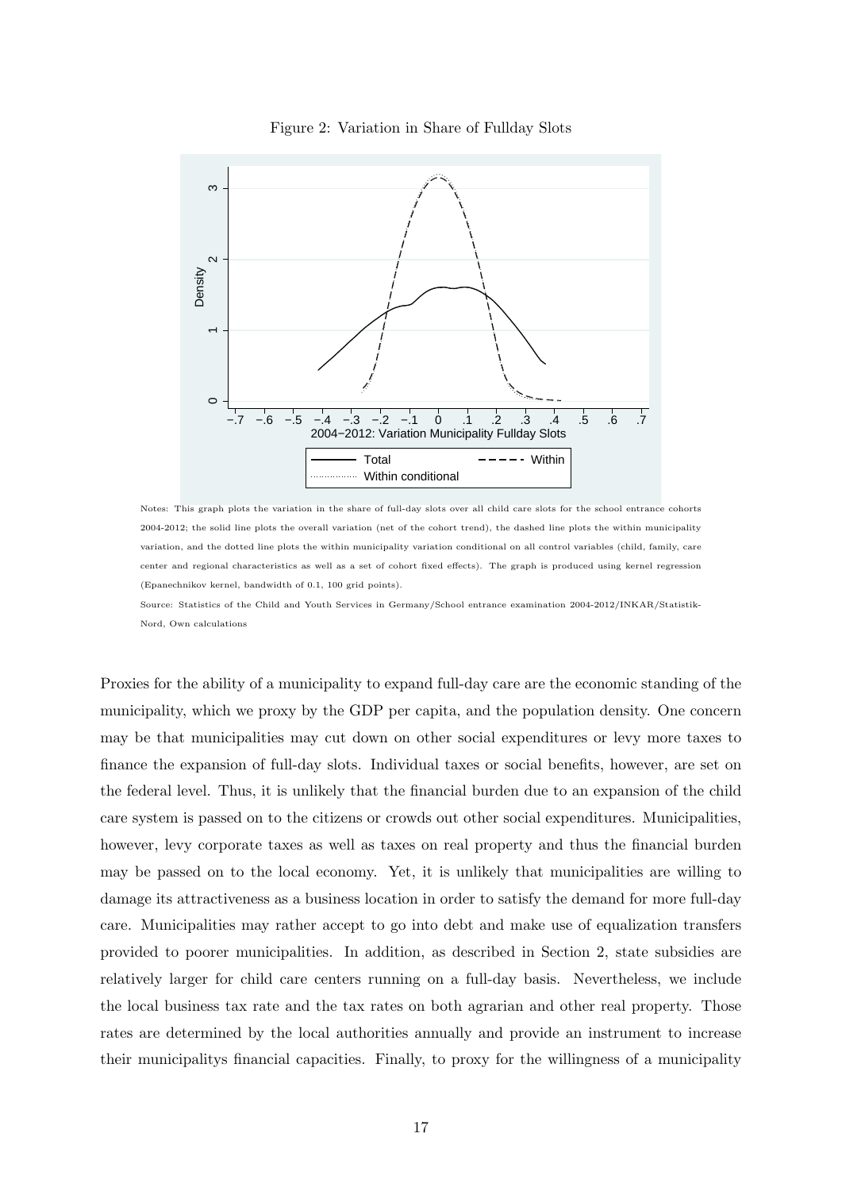Figure 2: Variation in Share of Fullday Slots

Notes: This graph plots the variation in the share of full-day slots over all child care slots for the school entrance cohorts 2004-2012; the solid line plots the overall variation (net of the cohort trend), the dashed line plots the within municipality variation, and the dotted line plots the within municipality variation conditional on all control variables (child, family, care center and regional characteristics as well as a set of cohort fixed effects). The graph is produced using kernel regression (Epanechnikov kernel, bandwidth of 0.1, 100 grid points).

Source: Statistics of the Child and Youth Services in Germany/School entrance examination 2004-2012/INKAR/Statistik-Nord, Own calculations

Proxies for the ability of a municipality to expand full-day care are the economic standing of the municipality, which we proxy by the GDP per capita, and the population density. One concern may be that municipalities may cut down on other social expenditures or levy more taxes to finance the expansion of full-day slots. Individual taxes or social benefits, however, are set on the federal level. Thus, it is unlikely that the financial burden due to an expansion of the child care system is passed on to the citizens or crowds out other social expenditures. Municipalities, however, levy corporate taxes as well as taxes on real property and thus the financial burden may be passed on to the local economy. Yet, it is unlikely that municipalities are willing to damage its attractiveness as a business location in order to satisfy the demand for more full-day care. Municipalities may rather accept to go into debt and make use of equalization transfers provided to poorer municipalities. In addition, as described in Section 2, state subsidies are relatively larger for child care centers running on a full-day basis. Nevertheless, we include the local business tax rate and the tax rates on both agrarian and other real property. Those rates are determined by the local authorities annually and provide an instrument to increase their municipalitys financial capacities. Finally, to proxy for the willingness of a municipality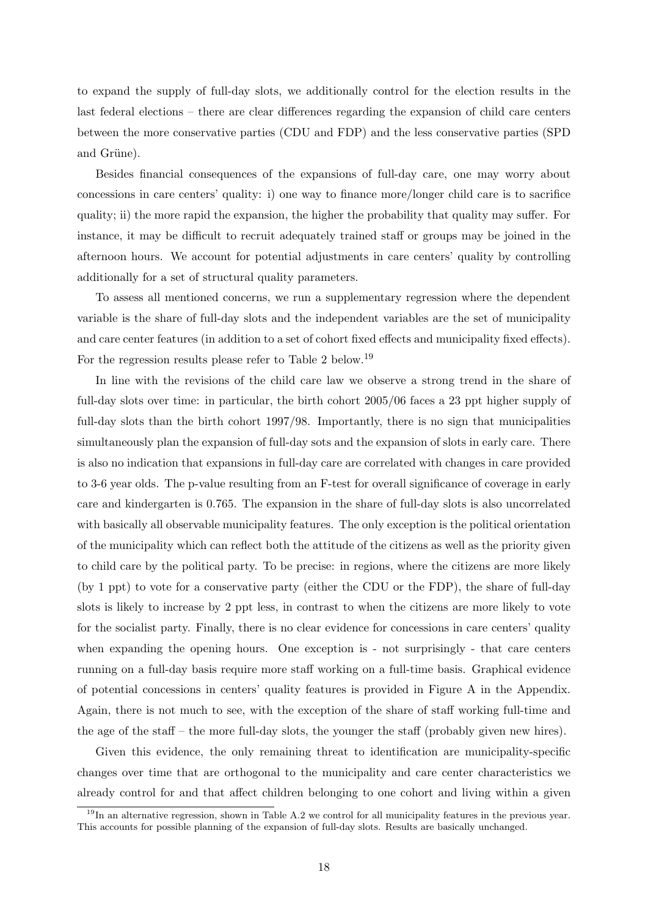to expand the supply of full-day slots, we additionally control for the election results in the last federal elections – there are clear differences regarding the expansion of child care centers between the more conservative parties (CDU and FDP) and the less conservative parties (SPD and Grüne).

Besides financial consequences of the expansions of full-day care, one may worry about concessions in care centers' quality: i) one way to finance more/longer child care is to sacrifice quality; ii) the more rapid the expansion, the higher the probability that quality may suffer. For instance, it may be difficult to recruit adequately trained staff or groups may be joined in the afternoon hours. We account for potential adjustments in care centers' quality by controlling additionally for a set of structural quality parameters.

To assess all mentioned concerns, we run a supplementary regression where the dependent variable is the share of full-day slots and the independent variables are the set of municipality and care center features (in addition to a set of cohort fixed effects and municipality fixed effects). For the regression results please refer to Table 2 below.[19]

In line with the revisions of the child care law we observe a strong trend in the share of full-day slots over time: in particular, the birth cohort 2005/06 faces a 23 ppt higher supply of full-day slots than the birth cohort 1997/98. Importantly, there is no sign that municipalities simultaneously plan the expansion of full-day sots and the expansion of slots in early care. There is also no indication that expansions in full-day care are correlated with changes in care provided to 3-6 year olds. The p-value resulting from an F-test for overall significance of coverage in early care and kindergarten is 0.765. The expansion in the share of full-day slots is also uncorrelated with basically all observable municipality features. The only exception is the political orientation of the municipality which can reflect both the attitude of the citizens as well as the priority given to child care by the political party. To be precise: in regions, where the citizens are more likely (by 1 ppt) to vote for a conservative party (either the CDU or the FDP), the share of full-day slots is likely to increase by 2 ppt less, in contrast to when the citizens are more likely to vote for the socialist party. Finally, there is no clear evidence for concessions in care centers' quality when expanding the opening hours. One exception is - not surprisingly - that care centers running on a full-day basis require more staff working on a full-time basis. Graphical evidence of potential concessions in centers' quality features is provided in Figure A in the Appendix. Again, there is not much to see, with the exception of the share of staff working full-time and the age of the staff – the more full-day slots, the younger the staff (probably given new hires).

Given this evidence, the only remaining threat to identification are municipality-specific changes over time that are orthogonal to the municipality and care center characteristics we already control for and that affect children belonging to one cohort and living within a given

[19] In an alternative regression, shown in Table A.2 we control for all municipality features in the previous year. This accounts for possible planning of the expansion of full-day slots. Results are basically unchanged.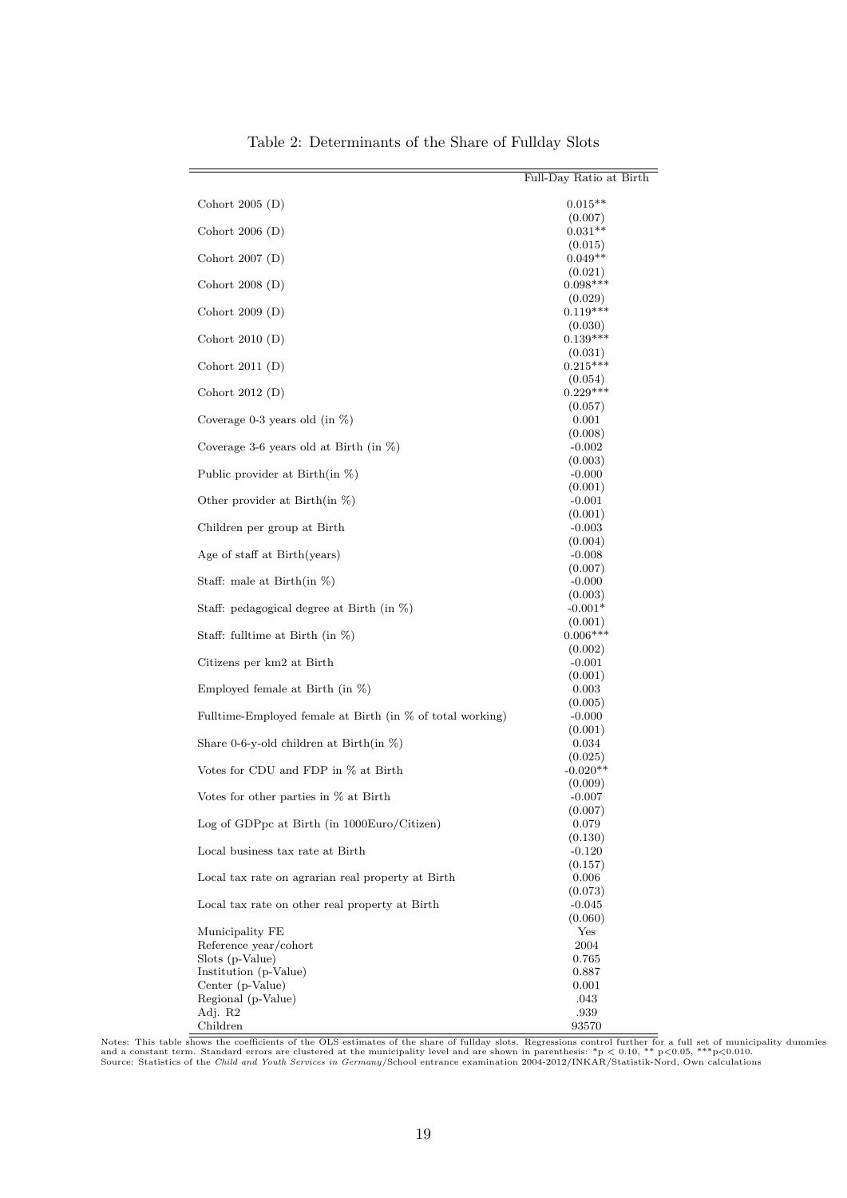Table 2: Determinants of the Share of Fullday Slots

| | Full-Day Ratio at Birth |
|---|---|
| Cohort 2005 (D) | 0.015** |
| | (0.007) |
| Cohort 2006 (D) | 0.031** |
| | (0.015) |
| Cohort 2007 (D) | 0.049** |
| | (0.021) |
| Cohort 2008 (D) | 0.098*** |
| | (0.029) |
| Cohort 2009 (D) | 0.119*** |
| | (0.030) |
| Cohort 2010 (D) | 0.139*** |
| | (0.031) |
| Cohort 2011 (D) | 0.215*** |
| | (0.054) |
| Cohort 2012 (D) | 0.229*** |
| | (0.057) |
| Coverage 0-3 years old (in %) | 0.001 |
| | (0.008) |
| Coverage 3-6 years old at Birth (in %) | -0.002 |
| | (0.003) |
| Public provider at Birth(in %) | -0.000 |
| | (0.001) |
| Other provider at Birth(in %) | -0.001 |
| | (0.001) |
| Children per group at Birth | -0.003 |
| | (0.004) |
| Age of staff at Birth(years) | -0.008 |
| | (0.007) |
| Staff: male at Birth(in %) | -0.000 |
| | (0.003) |
| Staff: pedagogical degree at Birth (in %) | -0.001* |
| | (0.001) |
| Staff: fulltime at Birth (in %) | 0.006*** |
| | (0.002) |
| Citizens per km2 at Birth | -0.001 |
| | (0.001) |
| Employed female at Birth (in %) | 0.003 |
| | (0.005) |
| Fulltime-Employed female at Birth (in % of total working) | -0.000 |
| | (0.001) |
| Share 0-6-y-old children at Birth(in %) | 0.034 |
| | (0.025) |
| Votes for CDU and FDP in % at Birth | -0.020** |
| | (0.009) |
| Votes for other parties in % at Birth | -0.007 |
| | (0.007) |
| Log of GDPpc at Birth (in 1000Euro/Citizen) | 0.079 |
| | (0.130) |
| Local business tax rate at Birth | -0.120 |
| | (0.157) |
| Local tax rate on agrarian real property at Birth | 0.006 |
| | (0.073) |
| Local tax rate on other real property at Birth | -0.045 |
| | (0.060) |
| Municipality FE | Yes |
| Reference year/cohort | 2004 |
| Slots (p-Value) | 0.765 |
| Institution (p-Value) | 0.887 |
| Center (p-Value) | 0.001 |
| Regional (p-Value) | .043 |
| Adj. R2 | .939 |
| Children | 93570 |

Notes: This table shows the coefficients of the OLS estimates of the share of fullday slots. Regressions control further for a full set of municipality dummies and a constant term. Standard errors are clustered at the municipality level and are shown in parenthesis: *p < 0.10, ** p<0.05, ***p<0.010.
Source: Statistics of the *Child and Youth Services in Germany*/School entrance examination 2004-2012/INKAR/Statistik-Nord, Own calculations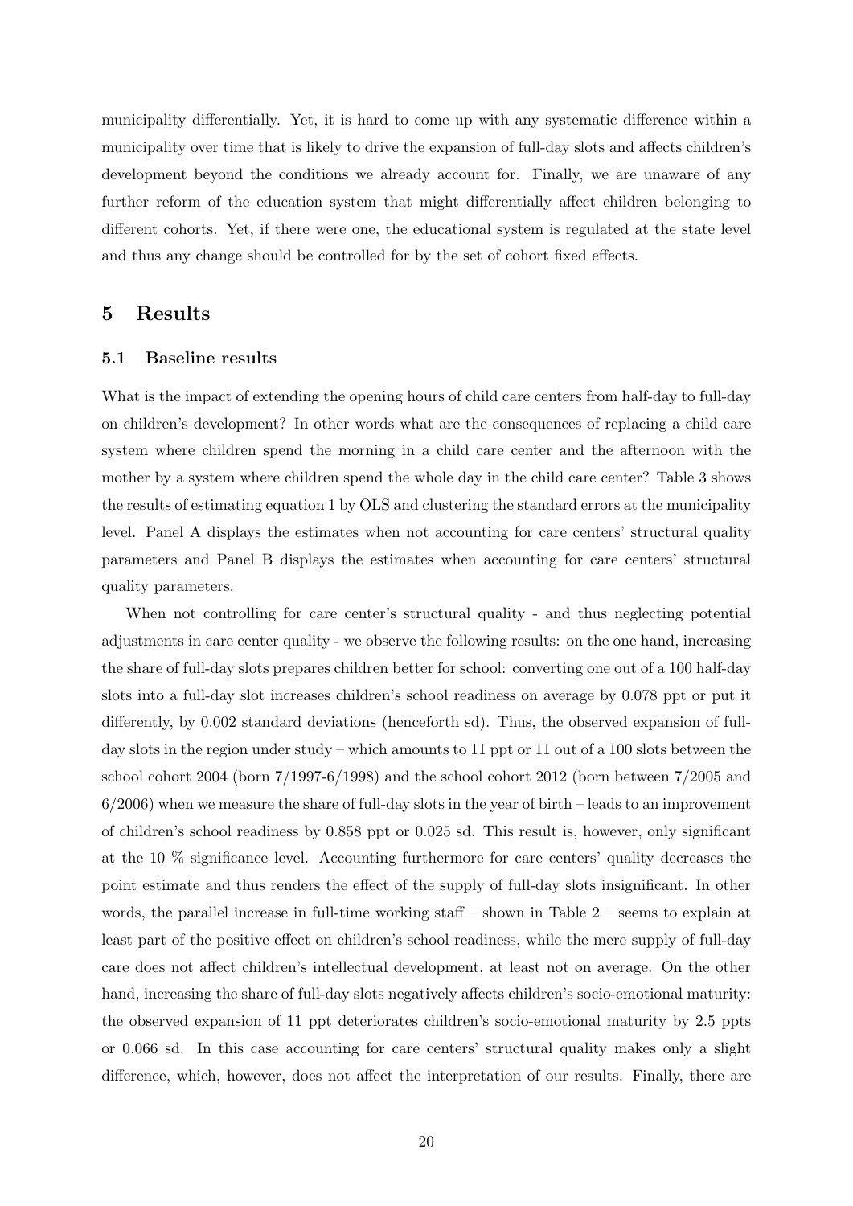municipality differentially. Yet, it is hard to come up with any systematic difference within a municipality over time that is likely to drive the expansion of full-day slots and affects children's development beyond the conditions we already account for. Finally, we are unaware of any further reform of the education system that might differentially affect children belonging to different cohorts. Yet, if there were one, the educational system is regulated at the state level and thus any change should be controlled for by the set of cohort fixed effects.

# 5 Results

## 5.1 Baseline results

What is the impact of extending the opening hours of child care centers from half-day to full-day on children's development? In other words what are the consequences of replacing a child care system where children spend the morning in a child care center and the afternoon with the mother by a system where children spend the whole day in the child care center? Table 3 shows the results of estimating equation 1 by OLS and clustering the standard errors at the municipality level. Panel A displays the estimates when not accounting for care centers' structural quality parameters and Panel B displays the estimates when accounting for care centers' structural quality parameters.

When not controlling for care center's structural quality - and thus neglecting potential adjustments in care center quality - we observe the following results: on the one hand, increasing the share of full-day slots prepares children better for school: converting one out of a 100 half-day slots into a full-day slot increases children's school readiness on average by 0.078 ppt or put it differently, by 0.002 standard deviations (henceforth sd). Thus, the observed expansion of full-day slots in the region under study – which amounts to 11 ppt or 11 out of a 100 slots between the school cohort 2004 (born 7/1997-6/1998) and the school cohort 2012 (born between 7/2005 and 6/2006) when we measure the share of full-day slots in the year of birth – leads to an improvement of children's school readiness by 0.858 ppt or 0.025 sd. This result is, however, only significant at the 10 % significance level. Accounting furthermore for care centers' quality decreases the point estimate and thus renders the effect of the supply of full-day slots insignificant. In other words, the parallel increase in full-time working staff – shown in Table 2 – seems to explain at least part of the positive effect on children's school readiness, while the mere supply of full-day care does not affect children's intellectual development, at least not on average. On the other hand, increasing the share of full-day slots negatively affects children's socio-emotional maturity: the observed expansion of 11 ppt deteriorates children's socio-emotional maturity by 2.5 ppts or 0.066 sd. In this case accounting for care centers' structural quality makes only a slight difference, which, however, does not affect the interpretation of our results. Finally, there are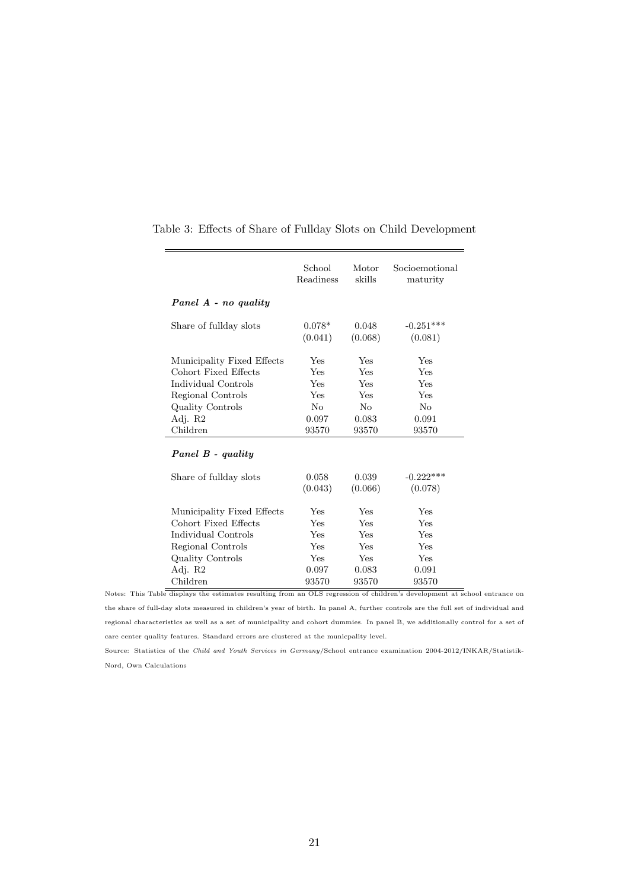Table 3: Effects of Share of Fullday Slots on Child Development

| | School Readiness | Motor skills | Socioemotional maturity |
|---|---|---|---|
| ***Panel A - no quality*** | | | |
| Share of fullday slots | 0.078* | 0.048 | -0.251*** |
| | (0.041) | (0.068) | (0.081) |
| Municipality Fixed Effects | Yes | Yes | Yes |
| Cohort Fixed Effects | Yes | Yes | Yes |
| Individual Controls | Yes | Yes | Yes |
| Regional Controls | Yes | Yes | Yes |
| Quality Controls | No | No | No |
| Adj. R2 | 0.097 | 0.083 | 0.091 |
| Children | 93570 | 93570 | 93570 |
| ***Panel B - quality*** | | | |
| Share of fullday slots | 0.058 | 0.039 | -0.222*** |
| | (0.043) | (0.066) | (0.078) |
| Municipality Fixed Effects | Yes | Yes | Yes |
| Cohort Fixed Effects | Yes | Yes | Yes |
| Individual Controls | Yes | Yes | Yes |
| Regional Controls | Yes | Yes | Yes |
| Quality Controls | Yes | Yes | Yes |
| Adj. R2 | 0.097 | 0.083 | 0.091 |
| Children | 93570 | 93570 | 93570 |

Notes: This Table displays the estimates resulting from an OLS regression of children's development at school entrance on the share of full-day slots measured in children's year of birth. In panel A, further controls are the full set of individual and regional characteristics as well as a set of municipality and cohort dummies. In panel B, we additionally control for a set of care center quality features. Standard errors are clustered at the municpality level.

Source: Statistics of the *Child and Youth Services in Germany*/School entrance examination 2004-2012/INKAR/Statistik-Nord, Own Calculations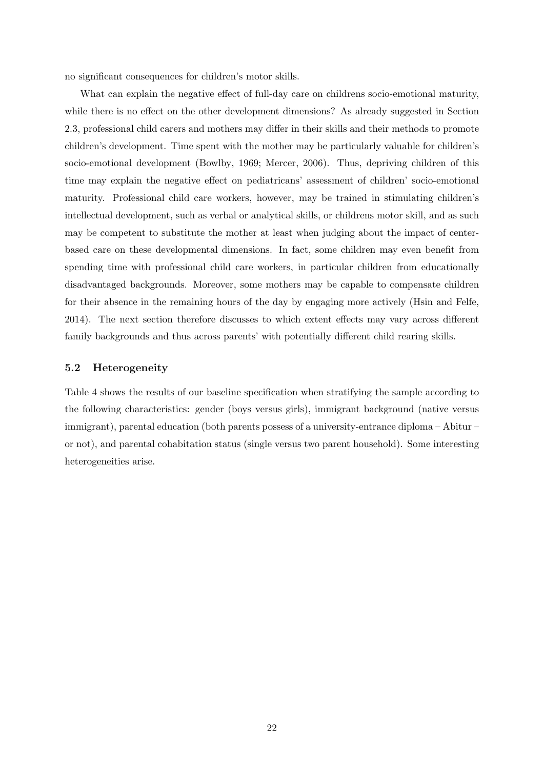no significant consequences for children's motor skills.

What can explain the negative effect of full-day care on childrens socio-emotional maturity, while there is no effect on the other development dimensions? As already suggested in Section 2.3, professional child carers and mothers may differ in their skills and their methods to promote children's development. Time spent with the mother may be particularly valuable for children's socio-emotional development (Bowlby, 1969; Mercer, 2006). Thus, depriving children of this time may explain the negative effect on pediatricans' assessment of children' socio-emotional maturity. Professional child care workers, however, may be trained in stimulating children's intellectual development, such as verbal or analytical skills, or childrens motor skill, and as such may be competent to substitute the mother at least when judging about the impact of center-based care on these developmental dimensions. In fact, some children may even benefit from spending time with professional child care workers, in particular children from educationally disadvantaged backgrounds. Moreover, some mothers may be capable to compensate children for their absence in the remaining hours of the day by engaging more actively (Hsin and Felfe, 2014). The next section therefore discusses to which extent effects may vary across different family backgrounds and thus across parents' with potentially different child rearing skills.

### 5.2 Heterogeneity

Table 4 shows the results of our baseline specification when stratifying the sample according to the following characteristics: gender (boys versus girls), immigrant background (native versus immigrant), parental education (both parents possess of a university-entrance diploma – Abitur – or not), and parental cohabitation status (single versus two parent household). Some interesting heterogeneities arise.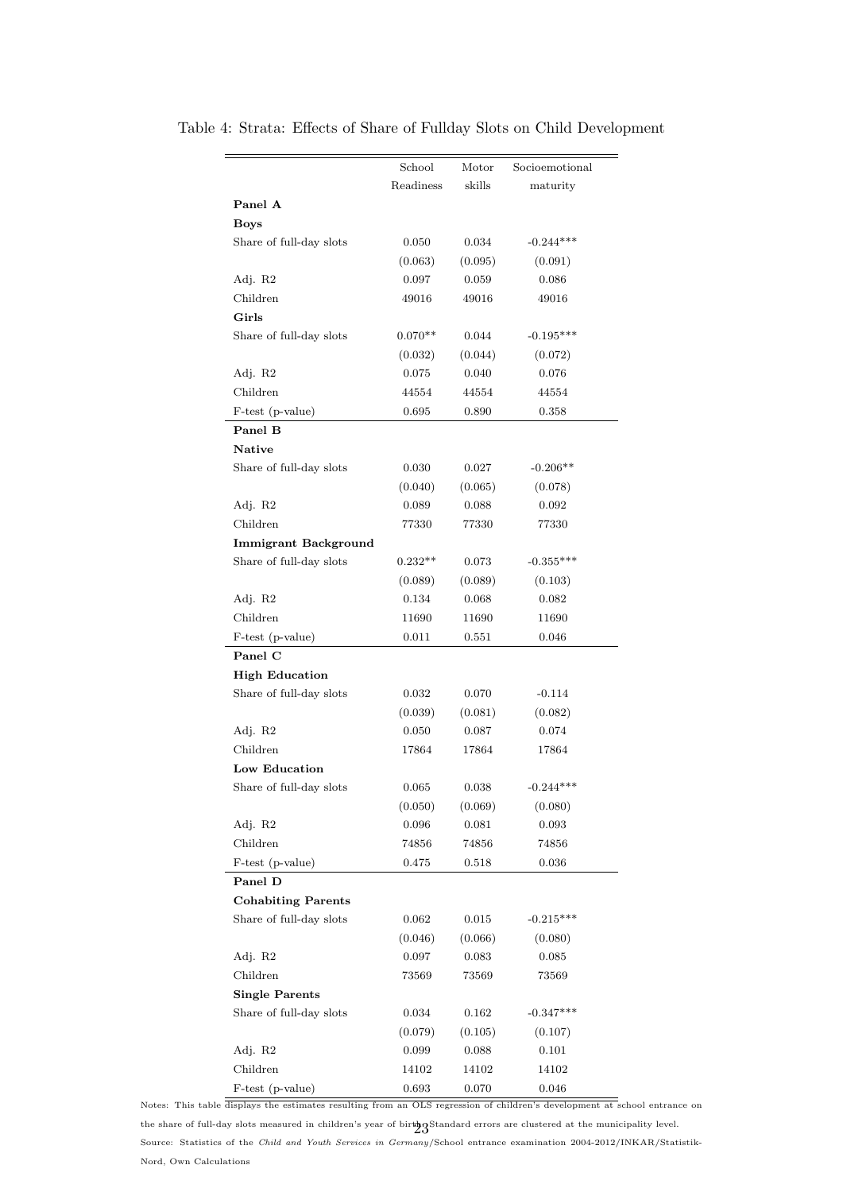Table 4: Strata: Effects of Share of Fullday Slots on Child Development

| | School Readiness | Motor skills | Socioemotional maturity |
|---|---|---|---|
| **Panel A** | | | |
| **Boys** | | | |
| Share of full-day slots | 0.050 | 0.034 | -0.244*** |
| | (0.063) | (0.095) | (0.091) |
| Adj. R2 | 0.097 | 0.059 | 0.086 |
| Children | 49016 | 49016 | 49016 |
| **Girls** | | | |
| Share of full-day slots | 0.070** | 0.044 | -0.195*** |
| | (0.032) | (0.044) | (0.072) |
| Adj. R2 | 0.075 | 0.040 | 0.076 |
| Children | 44554 | 44554 | 44554 |
| F-test (p-value) | 0.695 | 0.890 | 0.358 |
| **Panel B** | | | |
| **Native** | | | |
| Share of full-day slots | 0.030 | 0.027 | -0.206** |
| | (0.040) | (0.065) | (0.078) |
| Adj. R2 | 0.089 | 0.088 | 0.092 |
| Children | 77330 | 77330 | 77330 |
| **Immigrant Background** | | | |
| Share of full-day slots | 0.232** | 0.073 | -0.355*** |
| | (0.089) | (0.089) | (0.103) |
| Adj. R2 | 0.134 | 0.068 | 0.082 |
| Children | 11690 | 11690 | 11690 |
| F-test (p-value) | 0.011 | 0.551 | 0.046 |
| **Panel C** | | | |
| **High Education** | | | |
| Share of full-day slots | 0.032 | 0.070 | -0.114 |
| | (0.039) | (0.081) | (0.082) |
| Adj. R2 | 0.050 | 0.087 | 0.074 |
| Children | 17864 | 17864 | 17864 |
| **Low Education** | | | |
| Share of full-day slots | 0.065 | 0.038 | -0.244*** |
| | (0.050) | (0.069) | (0.080) |
| Adj. R2 | 0.096 | 0.081 | 0.093 |
| Children | 74856 | 74856 | 74856 |
| F-test (p-value) | 0.475 | 0.518 | 0.036 |
| **Panel D** | | | |
| **Cohabiting Parents** | | | |
| Share of full-day slots | 0.062 | 0.015 | -0.215*** |
| | (0.046) | (0.066) | (0.080) |
| Adj. R2 | 0.097 | 0.083 | 0.085 |
| Children | 73569 | 73569 | 73569 |
| **Single Parents** | | | |
| Share of full-day slots | 0.034 | 0.162 | -0.347*** |
| | (0.079) | (0.105) | (0.107) |
| Adj. R2 | 0.099 | 0.088 | 0.101 |
| Children | 14102 | 14102 | 14102 |
| F-test (p-value) | 0.693 | 0.070 | 0.046 |

Notes: This table displays the estimates resulting from an OLS regression of children's development at school entrance on the share of full-day slots measured in children's year of birth. Standard errors are clustered at the municipality level.
Source: Statistics of the *Child and Youth Services in Germany*/School entrance examination 2004-2012/INKAR/Statistik-Nord, Own Calculations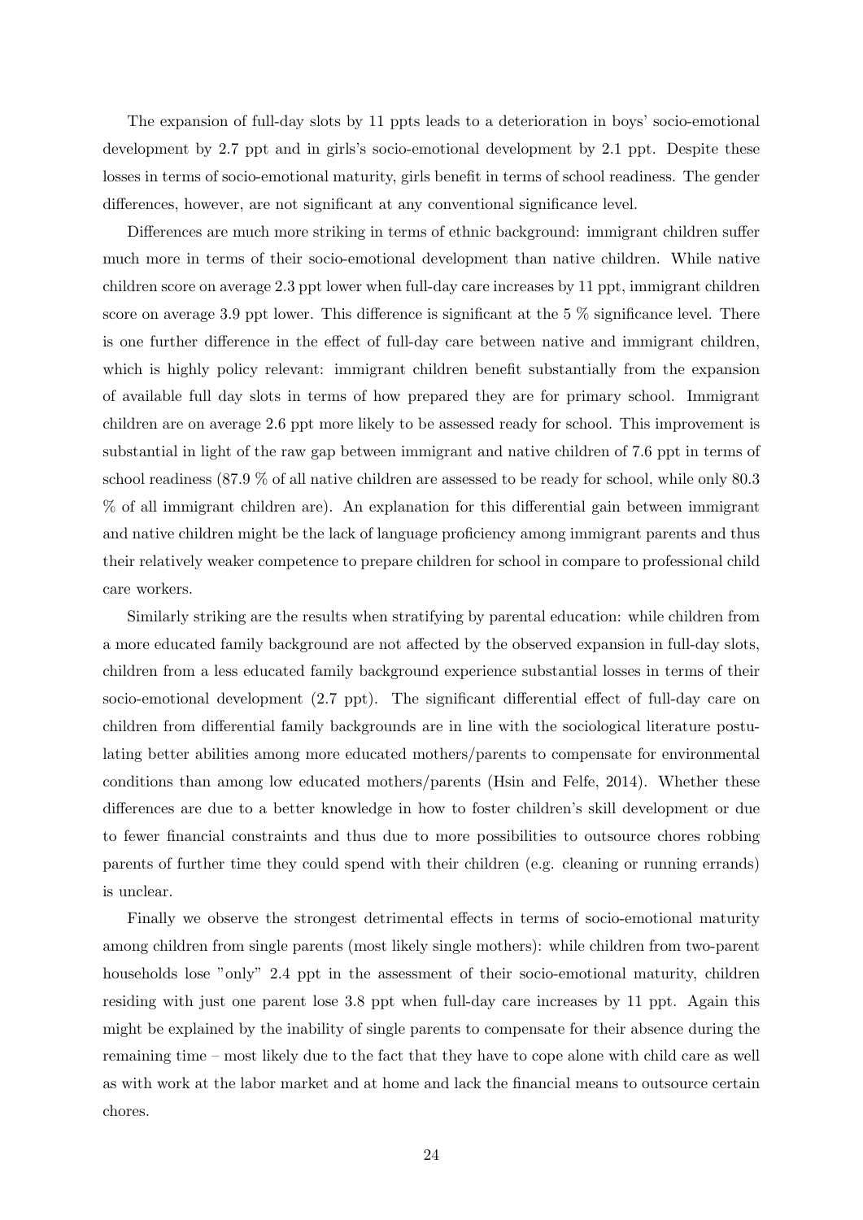The expansion of full-day slots by 11 ppts leads to a deterioration in boys' socio-emotional development by 2.7 ppt and in girls's socio-emotional development by 2.1 ppt. Despite these losses in terms of socio-emotional maturity, girls benefit in terms of school readiness. The gender differences, however, are not significant at any conventional significance level.

Differences are much more striking in terms of ethnic background: immigrant children suffer much more in terms of their socio-emotional development than native children. While native children score on average 2.3 ppt lower when full-day care increases by 11 ppt, immigrant children score on average 3.9 ppt lower. This difference is significant at the 5 % significance level. There is one further difference in the effect of full-day care between native and immigrant children, which is highly policy relevant: immigrant children benefit substantially from the expansion of available full day slots in terms of how prepared they are for primary school. Immigrant children are on average 2.6 ppt more likely to be assessed ready for school. This improvement is substantial in light of the raw gap between immigrant and native children of 7.6 ppt in terms of school readiness (87.9 % of all native children are assessed to be ready for school, while only 80.3 % of all immigrant children are). An explanation for this differential gain between immigrant and native children might be the lack of language proficiency among immigrant parents and thus their relatively weaker competence to prepare children for school in compare to professional child care workers.

Similarly striking are the results when stratifying by parental education: while children from a more educated family background are not affected by the observed expansion in full-day slots, children from a less educated family background experience substantial losses in terms of their socio-emotional development (2.7 ppt). The significant differential effect of full-day care on children from differential family backgrounds are in line with the sociological literature postulating better abilities among more educated mothers/parents to compensate for environmental conditions than among low educated mothers/parents (Hsin and Felfe, 2014). Whether these differences are due to a better knowledge in how to foster children's skill development or due to fewer financial constraints and thus due to more possibilities to outsource chores robbing parents of further time they could spend with their children (e.g. cleaning or running errands) is unclear.

Finally we observe the strongest detrimental effects in terms of socio-emotional maturity among children from single parents (most likely single mothers): while children from two-parent households lose "only" 2.4 ppt in the assessment of their socio-emotional maturity, children residing with just one parent lose 3.8 ppt when full-day care increases by 11 ppt. Again this might be explained by the inability of single parents to compensate for their absence during the remaining time – most likely due to the fact that they have to cope alone with child care as well as with work at the labor market and at home and lack the financial means to outsource certain chores.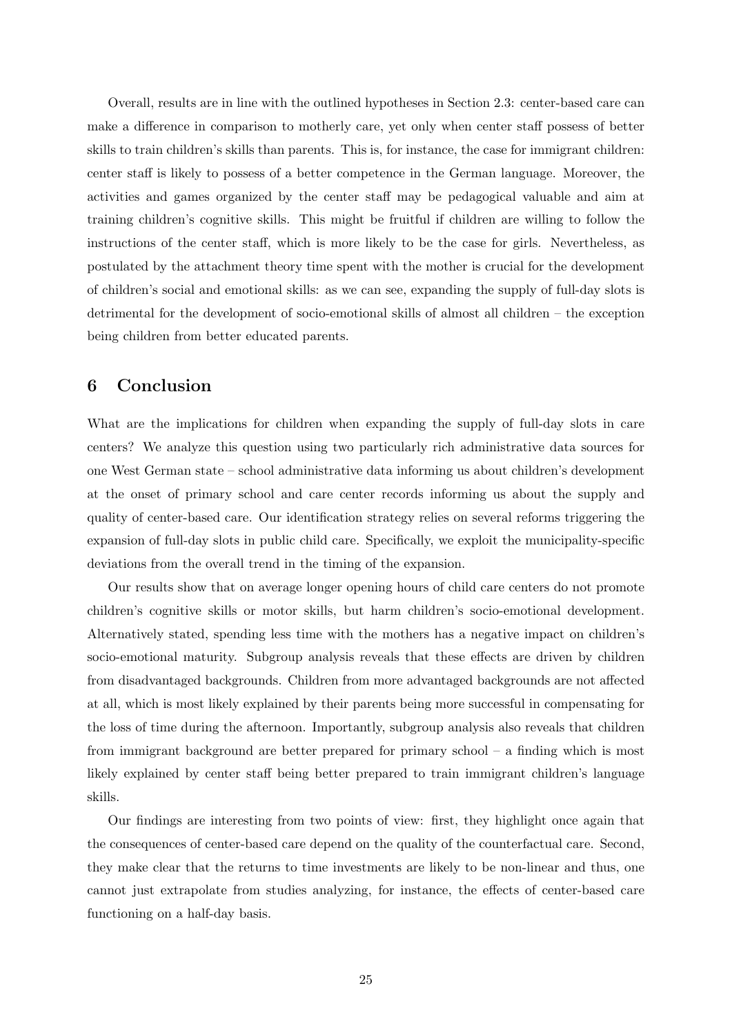Overall, results are in line with the outlined hypotheses in Section 2.3: center-based care can make a difference in comparison to motherly care, yet only when center staff possess of better skills to train children's skills than parents. This is, for instance, the case for immigrant children: center staff is likely to possess of a better competence in the German language. Moreover, the activities and games organized by the center staff may be pedagogical valuable and aim at training children's cognitive skills. This might be fruitful if children are willing to follow the instructions of the center staff, which is more likely to be the case for girls. Nevertheless, as postulated by the attachment theory time spent with the mother is crucial for the development of children's social and emotional skills: as we can see, expanding the supply of full-day slots is detrimental for the development of socio-emotional skills of almost all children – the exception being children from better educated parents.

## 6 Conclusion

What are the implications for children when expanding the supply of full-day slots in care centers? We analyze this question using two particularly rich administrative data sources for one West German state – school administrative data informing us about children's development at the onset of primary school and care center records informing us about the supply and quality of center-based care. Our identification strategy relies on several reforms triggering the expansion of full-day slots in public child care. Specifically, we exploit the municipality-specific deviations from the overall trend in the timing of the expansion.

Our results show that on average longer opening hours of child care centers do not promote children's cognitive skills or motor skills, but harm children's socio-emotional development. Alternatively stated, spending less time with the mothers has a negative impact on children's socio-emotional maturity. Subgroup analysis reveals that these effects are driven by children from disadvantaged backgrounds. Children from more advantaged backgrounds are not affected at all, which is most likely explained by their parents being more successful in compensating for the loss of time during the afternoon. Importantly, subgroup analysis also reveals that children from immigrant background are better prepared for primary school – a finding which is most likely explained by center staff being better prepared to train immigrant children's language skills.

Our findings are interesting from two points of view: first, they highlight once again that the consequences of center-based care depend on the quality of the counterfactual care. Second, they make clear that the returns to time investments are likely to be non-linear and thus, one cannot just extrapolate from studies analyzing, for instance, the effects of center-based care functioning on a half-day basis.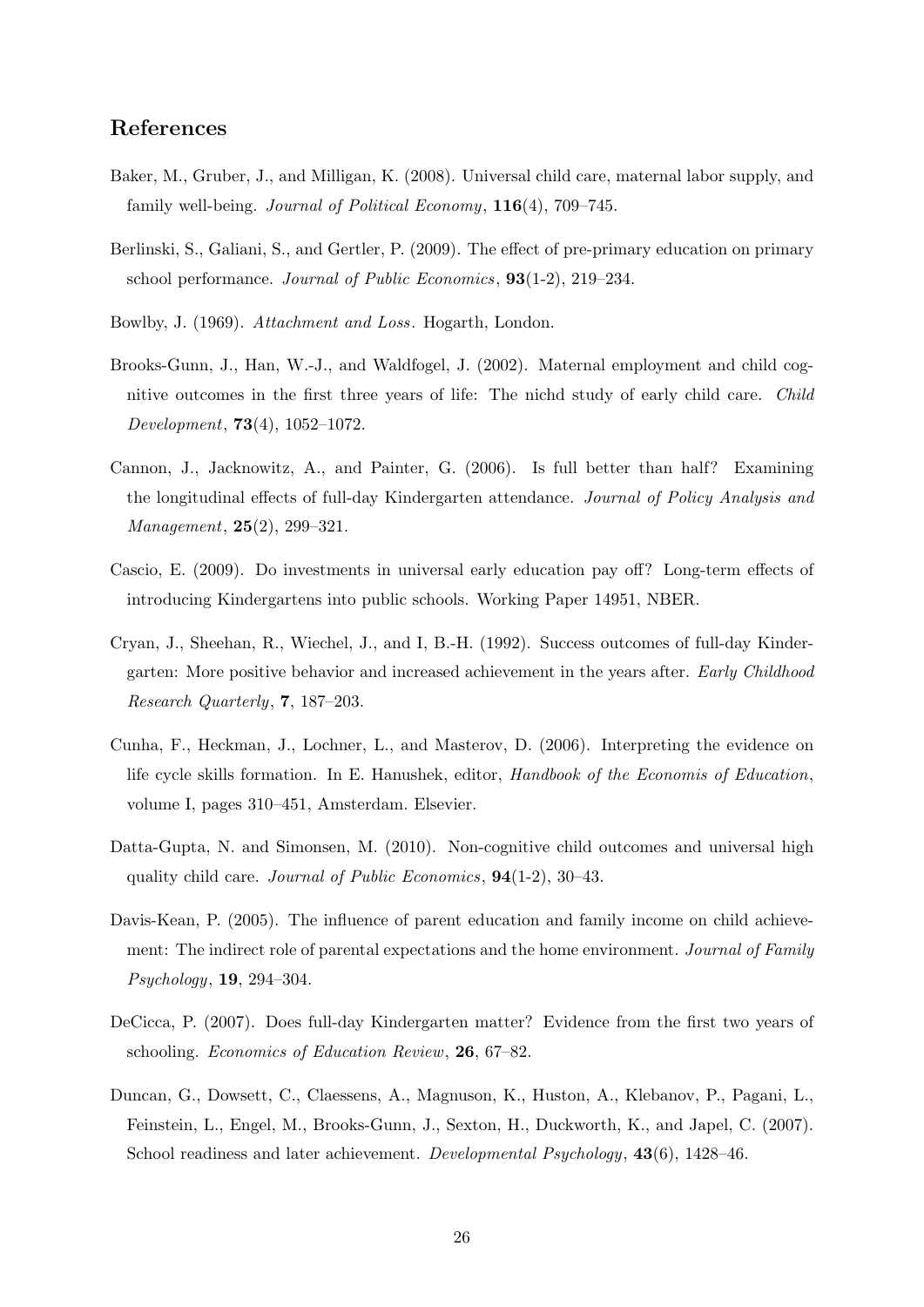## References

Baker, M., Gruber, J., and Milligan, K. (2008). Universal child care, maternal labor supply, and family well-being. *Journal of Political Economy*, **116**(4), 709–745.

Berlinski, S., Galiani, S., and Gertler, P. (2009). The effect of pre-primary education on primary school performance. *Journal of Public Economics*, **93**(1-2), 219–234.

Bowlby, J. (1969). *Attachment and Loss*. Hogarth, London.

Brooks-Gunn, J., Han, W.-J., and Waldfogel, J. (2002). Maternal employment and child cognitive outcomes in the first three years of life: The nichd study of early child care. *Child Development*, **73**(4), 1052–1072.

Cannon, J., Jacknowitz, A., and Painter, G. (2006). Is full better than half? Examining the longitudinal effects of full-day Kindergarten attendance. *Journal of Policy Analysis and Management*, **25**(2), 299–321.

Cascio, E. (2009). Do investments in universal early education pay off? Long-term effects of introducing Kindergartens into public schools. Working Paper 14951, NBER.

Cryan, J., Sheehan, R., Wiechel, J., and I, B.-H. (1992). Success outcomes of full-day Kindergarten: More positive behavior and increased achievement in the years after. *Early Childhood Research Quarterly*, **7**, 187–203.

Cunha, F., Heckman, J., Lochner, L., and Masterov, D. (2006). Interpreting the evidence on life cycle skills formation. In E. Hanushek, editor, *Handbook of the Economis of Education*, volume I, pages 310–451, Amsterdam. Elsevier.

Datta-Gupta, N. and Simonsen, M. (2010). Non-cognitive child outcomes and universal high quality child care. *Journal of Public Economics*, **94**(1-2), 30–43.

Davis-Kean, P. (2005). The influence of parent education and family income on child achievement: The indirect role of parental expectations and the home environment. *Journal of Family Psychology*, **19**, 294–304.

DeCicca, P. (2007). Does full-day Kindergarten matter? Evidence from the first two years of schooling. *Economics of Education Review*, **26**, 67–82.

Duncan, G., Dowsett, C., Claessens, A., Magnuson, K., Huston, A., Klebanov, P., Pagani, L., Feinstein, L., Engel, M., Brooks-Gunn, J., Sexton, H., Duckworth, K., and Japel, C. (2007). School readiness and later achievement. *Developmental Psychology*, **43**(6), 1428–46.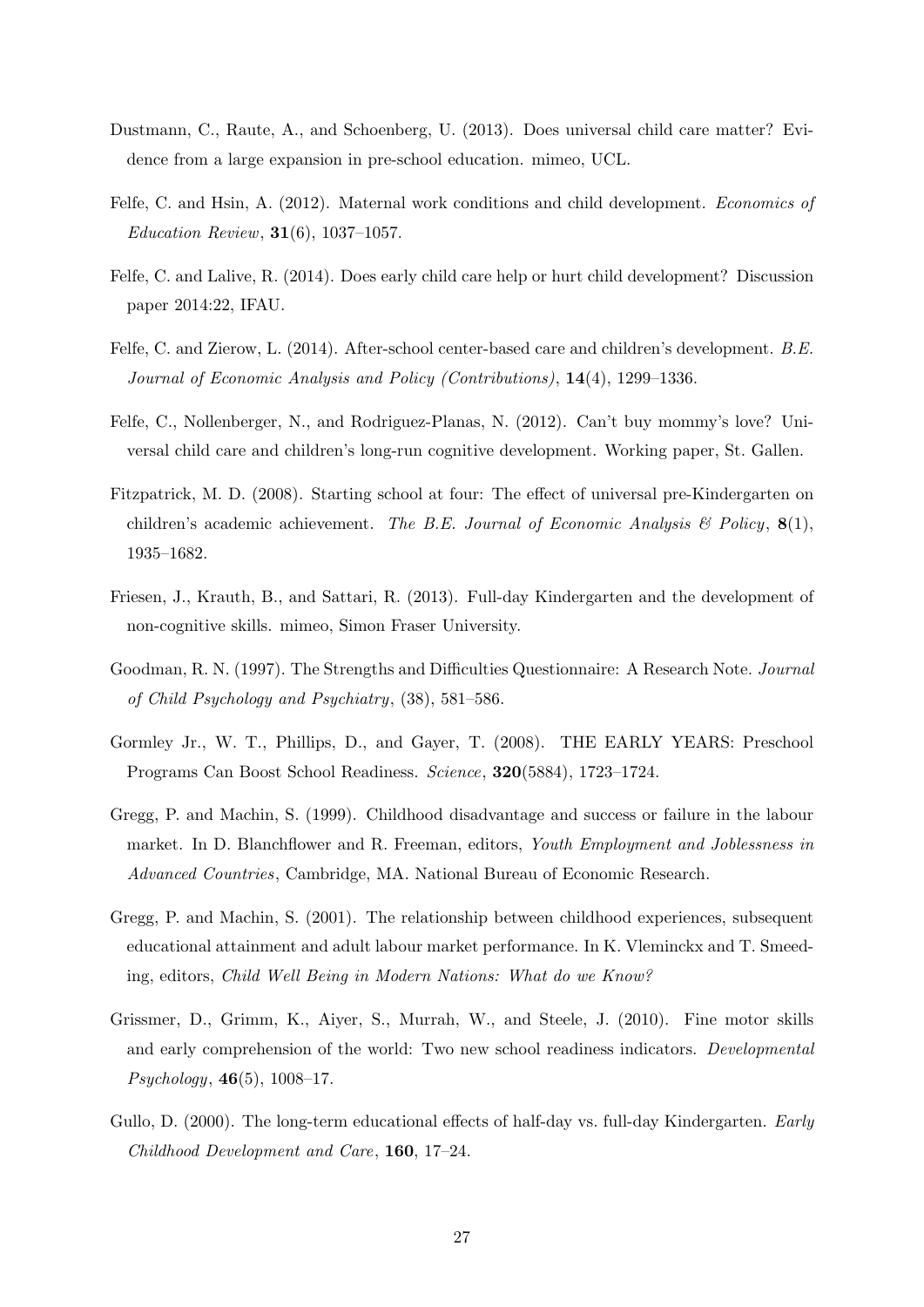Dustmann, C., Raute, A., and Schoenberg, U. (2013). Does universal child care matter? Evidence from a large expansion in pre-school education. mimeo, UCL.

Felfe, C. and Hsin, A. (2012). Maternal work conditions and child development. *Economics of Education Review*, **31**(6), 1037–1057.

Felfe, C. and Lalive, R. (2014). Does early child care help or hurt child development? Discussion paper 2014:22, IFAU.

Felfe, C. and Zierow, L. (2014). After-school center-based care and children's development. *B.E. Journal of Economic Analysis and Policy (Contributions)*, **14**(4), 1299–1336.

Felfe, C., Nollenberger, N., and Rodriguez-Planas, N. (2012). Can't buy mommy's love? Universal child care and children's long-run cognitive development. Working paper, St. Gallen.

Fitzpatrick, M. D. (2008). Starting school at four: The effect of universal pre-Kindergarten on children's academic achievement. *The B.E. Journal of Economic Analysis & Policy*, **8**(1), 1935–1682.

Friesen, J., Krauth, B., and Sattari, R. (2013). Full-day Kindergarten and the development of non-cognitive skills. mimeo, Simon Fraser University.

Goodman, R. N. (1997). The Strengths and Difficulties Questionnaire: A Research Note. *Journal of Child Psychology and Psychiatry*, (38), 581–586.

Gormley Jr., W. T., Phillips, D., and Gayer, T. (2008). THE EARLY YEARS: Preschool Programs Can Boost School Readiness. *Science*, **320**(5884), 1723–1724.

Gregg, P. and Machin, S. (1999). Childhood disadvantage and success or failure in the labour market. In D. Blanchflower and R. Freeman, editors, *Youth Employment and Joblessness in Advanced Countries*, Cambridge, MA. National Bureau of Economic Research.

Gregg, P. and Machin, S. (2001). The relationship between childhood experiences, subsequent educational attainment and adult labour market performance. In K. Vleminckx and T. Smeeding, editors, *Child Well Being in Modern Nations: What do we Know?*

Grissmer, D., Grimm, K., Aiyer, S., Murrah, W., and Steele, J. (2010). Fine motor skills and early comprehension of the world: Two new school readiness indicators. *Developmental Psychology*, **46**(5), 1008–17.

Gullo, D. (2000). The long-term educational effects of half-day vs. full-day Kindergarten. *Early Childhood Development and Care*, **160**, 17–24.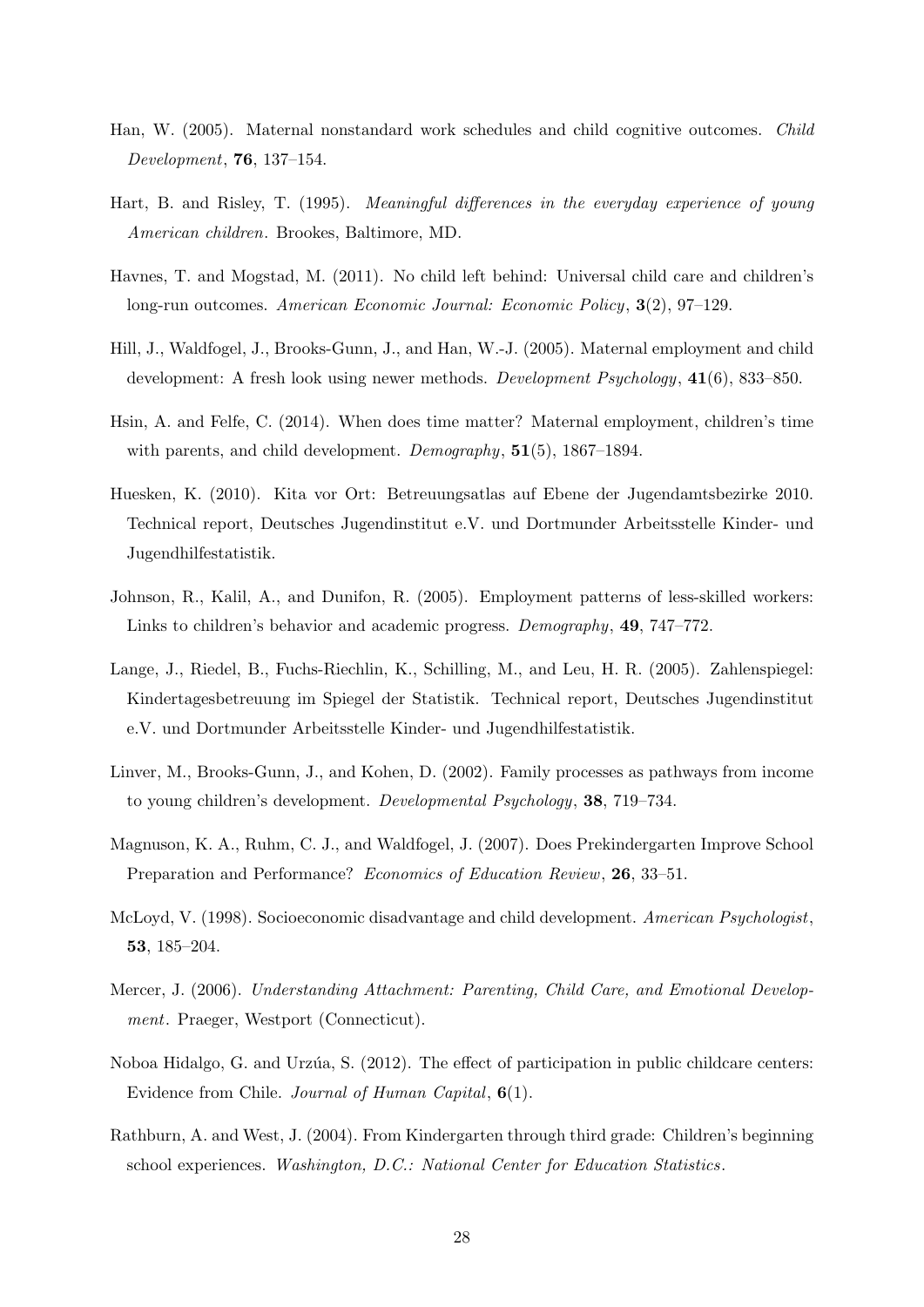Han, W. (2005). Maternal nonstandard work schedules and child cognitive outcomes. *Child Development*, **76**, 137–154.

Hart, B. and Risley, T. (1995). *Meaningful differences in the everyday experience of young American children*. Brookes, Baltimore, MD.

Havnes, T. and Mogstad, M. (2011). No child left behind: Universal child care and children's long-run outcomes. *American Economic Journal: Economic Policy*, **3**(2), 97–129.

Hill, J., Waldfogel, J., Brooks-Gunn, J., and Han, W.-J. (2005). Maternal employment and child development: A fresh look using newer methods. *Development Psychology*, **41**(6), 833–850.

Hsin, A. and Felfe, C. (2014). When does time matter? Maternal employment, children's time with parents, and child development. *Demography*, **51**(5), 1867–1894.

Huesken, K. (2010). Kita vor Ort: Betreuungsatlas auf Ebene der Jugendamtsbezirke 2010. Technical report, Deutsches Jugendinstitut e.V. und Dortmunder Arbeitsstelle Kinder- und Jugendhilfestatistik.

Johnson, R., Kalil, A., and Dunifon, R. (2005). Employment patterns of less-skilled workers: Links to children's behavior and academic progress. *Demography*, **49**, 747–772.

Lange, J., Riedel, B., Fuchs-Riechlin, K., Schilling, M., and Leu, H. R. (2005). Zahlenspiegel: Kindertagesbetreuung im Spiegel der Statistik. Technical report, Deutsches Jugendinstitut e.V. und Dortmunder Arbeitsstelle Kinder- und Jugendhilfestatistik.

Linver, M., Brooks-Gunn, J., and Kohen, D. (2002). Family processes as pathways from income to young children's development. *Developmental Psychology*, **38**, 719–734.

Magnuson, K. A., Ruhm, C. J., and Waldfogel, J. (2007). Does Prekindergarten Improve School Preparation and Performance? *Economics of Education Review*, **26**, 33–51.

McLoyd, V. (1998). Socioeconomic disadvantage and child development. *American Psychologist*, **53**, 185–204.

Mercer, J. (2006). *Understanding Attachment: Parenting, Child Care, and Emotional Development*. Praeger, Westport (Connecticut).

Noboa Hidalgo, G. and Urzúa, S. (2012). The effect of participation in public childcare centers: Evidence from Chile. *Journal of Human Capital*, **6**(1).

Rathburn, A. and West, J. (2004). From Kindergarten through third grade: Children's beginning school experiences. *Washington, D.C.: National Center for Education Statistics*.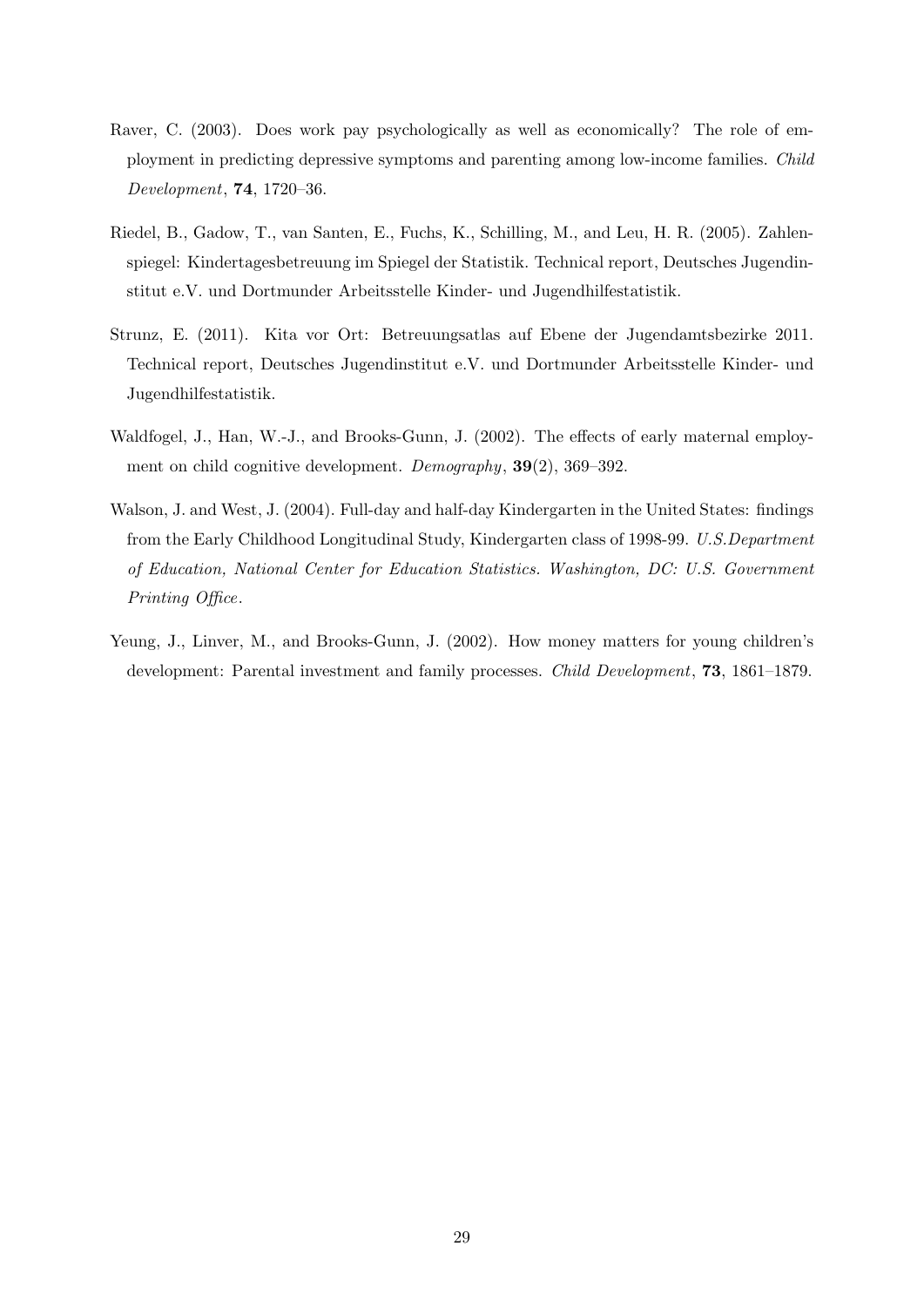Raver, C. (2003). Does work pay psychologically as well as economically? The role of employment in predicting depressive symptoms and parenting among low-income families. *Child Development*, **74**, 1720–36.

Riedel, B., Gadow, T., van Santen, E., Fuchs, K., Schilling, M., and Leu, H. R. (2005). Zahlenspiegel: Kindertagesbetreuung im Spiegel der Statistik. Technical report, Deutsches Jugendinstitut e.V. und Dortmunder Arbeitsstelle Kinder- und Jugendhilfestatistik.

Strunz, E. (2011). Kita vor Ort: Betreuungsatlas auf Ebene der Jugendamtsbezirke 2011. Technical report, Deutsches Jugendinstitut e.V. und Dortmunder Arbeitsstelle Kinder- und Jugendhilfestatistik.

Waldfogel, J., Han, W.-J., and Brooks-Gunn, J. (2002). The effects of early maternal employment on child cognitive development. *Demography*, **39**(2), 369–392.

Walson, J. and West, J. (2004). Full-day and half-day Kindergarten in the United States: findings from the Early Childhood Longitudinal Study, Kindergarten class of 1998-99. *U.S.Department of Education, National Center for Education Statistics. Washington, DC: U.S. Government Printing Office*.

Yeung, J., Linver, M., and Brooks-Gunn, J. (2002). How money matters for young children's development: Parental investment and family processes. *Child Development*, **73**, 1861–1879.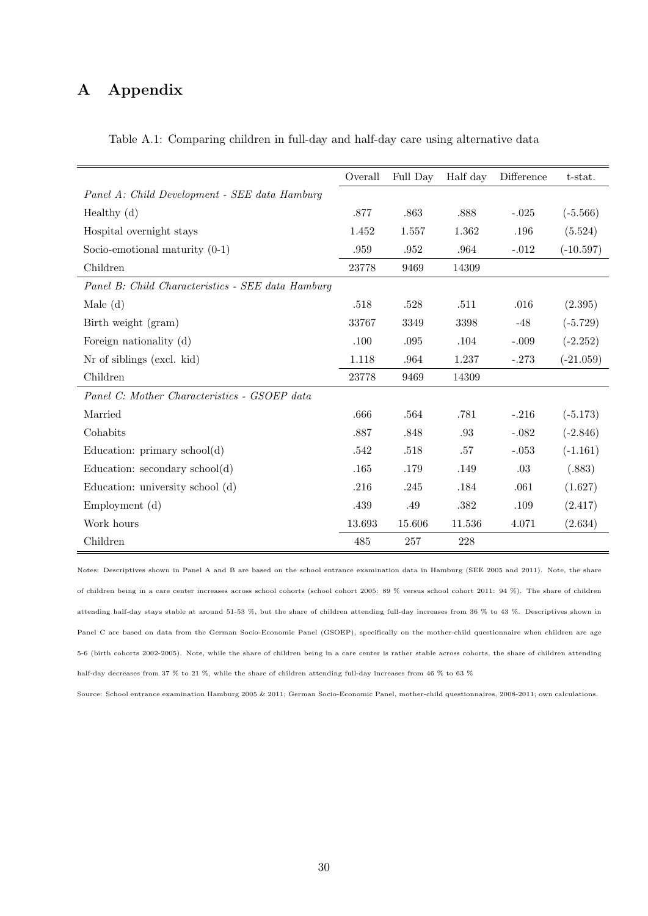# A Appendix

Table A.1: Comparing children in full-day and half-day care using alternative data

| | Overall | Full Day | Half day | Difference | t-stat. |
|---|---|---|---|---|---|
| *Panel A: Child Development - SEE data Hamburg* | | | | | |
| Healthy (d) | .877 | .863 | .888 | -.025 | (-5.566) |
| Hospital overnight stays | 1.452 | 1.557 | 1.362 | .196 | (5.524) |
| Socio-emotional maturity (0-1) | .959 | .952 | .964 | -.012 | (-10.597) |
| Children | 23778 | 9469 | 14309 | | |
| *Panel B: Child Characteristics - SEE data Hamburg* | | | | | |
| Male (d) | .518 | .528 | .511 | .016 | (2.395) |
| Birth weight (gram) | 33767 | 3349 | 3398 | -48 | (-5.729) |
| Foreign nationality (d) | .100 | .095 | .104 | -.009 | (-2.252) |
| Nr of siblings (excl. kid) | 1.118 | .964 | 1.237 | -.273 | (-21.059) |
| Children | 23778 | 9469 | 14309 | | |
| *Panel C: Mother Characteristics - GSOEP data* | | | | | |
| Married | .666 | .564 | .781 | -.216 | (-5.173) |
| Cohabits | .887 | .848 | .93 | -.082 | (-2.846) |
| Education: primary school(d) | .542 | .518 | .57 | -.053 | (-1.161) |
| Education: secondary school(d) | .165 | .179 | .149 | .03 | (.883) |
| Education: university school (d) | .216 | .245 | .184 | .061 | (1.627) |
| Employment (d) | .439 | .49 | .382 | .109 | (2.417) |
| Work hours | 13.693 | 15.606 | 11.536 | 4.071 | (2.634) |
| Children | 485 | 257 | 228 | | |

Notes: Descriptives shown in Panel A and B are based on the school entrance examination data in Hamburg (SEE 2005 and 2011). Note, the share of children being in a care center increases across school cohorts (school cohort 2005: 89 % versus school cohort 2011: 94 %). The share of children attending half-day stays stable at around 51-53 %, but the share of children attending full-day increases from 36 % to 43 %. Descriptives shown in Panel C are based on data from the German Socio-Economic Panel (GSOEP), specifically on the mother-child questionnaire when children are age 5-6 (birth cohorts 2002-2005). Note, while the share of children being in a care center is rather stable across cohorts, the share of children attending half-day decreases from 37 % to 21 %, while the share of children attending full-day increases from 46 % to 63 %

Source: School entrance examination Hamburg 2005 & 2011; German Socio-Economic Panel, mother-child questionnaires, 2008-2011; own calculations.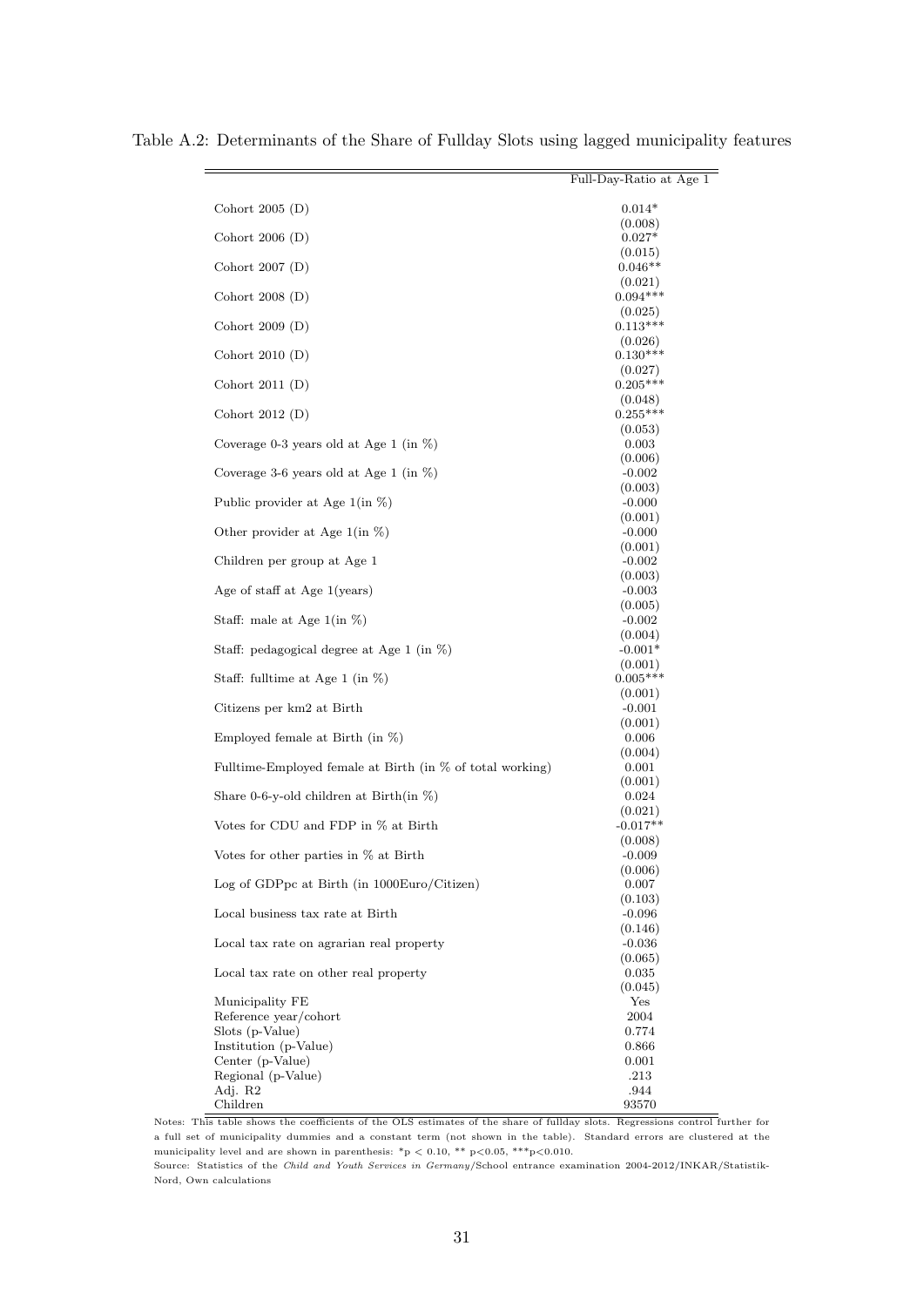Table A.2: Determinants of the Share of Fullday Slots using lagged municipality features

| | Full-Day-Ratio at Age 1 |
|---|---|
| Cohort 2005 (D) | 0.014* |
| | (0.008) |
| Cohort 2006 (D) | 0.027* |
| | (0.015) |
| Cohort 2007 (D) | 0.046** |
| | (0.021) |
| Cohort 2008 (D) | 0.094*** |
| | (0.025) |
| Cohort 2009 (D) | 0.113*** |
| | (0.026) |
| Cohort 2010 (D) | 0.130*** |
| | (0.027) |
| Cohort 2011 (D) | 0.205*** |
| | (0.048) |
| Cohort 2012 (D) | 0.255*** |
| | (0.053) |
| Coverage 0-3 years old at Age 1 (in %) | 0.003 |
| | (0.006) |
| Coverage 3-6 years old at Age 1 (in %) | -0.002 |
| | (0.003) |
| Public provider at Age 1(in %) | -0.000 |
| | (0.001) |
| Other provider at Age 1(in %) | -0.000 |
| | (0.001) |
| Children per group at Age 1 | -0.002 |
| | (0.003) |
| Age of staff at Age 1(years) | -0.003 |
| | (0.005) |
| Staff: male at Age 1(in %) | -0.002 |
| | (0.004) |
| Staff: pedagogical degree at Age 1 (in %) | -0.001* |
| | (0.001) |
| Staff: fulltime at Age 1 (in %) | 0.005*** |
| | (0.001) |
| Citizens per km2 at Birth | -0.001 |
| | (0.001) |
| Employed female at Birth (in %) | 0.006 |
| | (0.004) |
| Fulltime-Employed female at Birth (in % of total working) | 0.001 |
| | (0.001) |
| Share 0-6-y-old children at Birth(in %) | 0.024 |
| | (0.021) |
| Votes for CDU and FDP in % at Birth | -0.017** |
| | (0.008) |
| Votes for other parties in % at Birth | -0.009 |
| | (0.006) |
| Log of GDPpc at Birth (in 1000Euro/Citizen) | 0.007 |
| | (0.103) |
| Local business tax rate at Birth | -0.096 |
| | (0.146) |
| Local tax rate on agrarian real property | -0.036 |
| | (0.065) |
| Local tax rate on other real property | 0.035 |
| | (0.045) |
| Municipality FE | Yes |
| Reference year/cohort | 2004 |
| Slots (p-Value) | 0.774 |
| Institution (p-Value) | 0.866 |
| Center (p-Value) | 0.001 |
| Regional (p-Value) | .213 |
| Adj. R2 | .944 |
| Children | 93570 |

Notes: This table shows the coefficients of the OLS estimates of the share of fullday slots. Regressions control further for a full set of municipality dummies and a constant term (not shown in the table). Standard errors are clustered at the municipality level and are shown in parenthesis: $^{*}p < 0.10$, $^{**}p<0.05$, $^{***}p<0.010$.

Source: Statistics of the *Child and Youth Services in Germany*/School entrance examination 2004-2012/INKAR/Statistik-Nord, Own calculations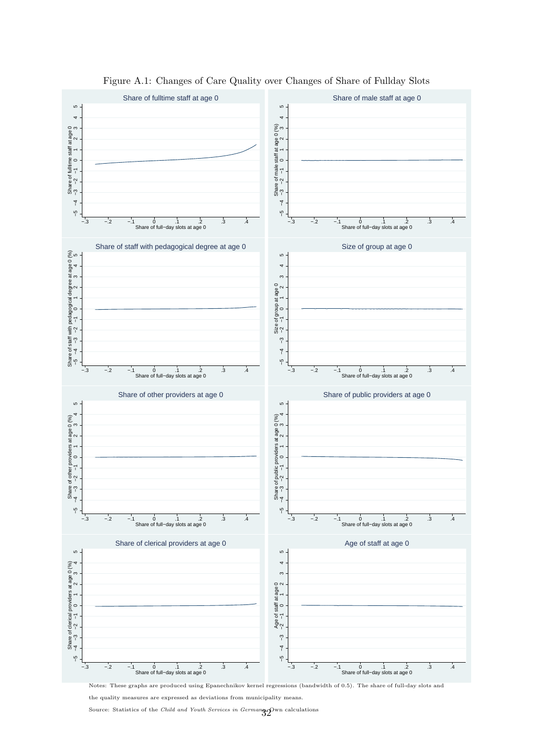Figure A.1: Changes of Care Quality over Changes of Share of Fullday Slots

Share of fulltime staff at age 0

Share of fulltime staff at age 0

5
4
3
2
1
0
−1
−2
−3
−4
−5

−.3 −.2 −.1 0 .1 .2 .3 .4

Share of full−day slots at age 0

Share of male staff at age 0

Share of male staff at age 0 (%)

5
4
3
2
1
0
−1
−2
−3
−4
−5

−.3 −.2 −.1 0 .1 .2 .3 .4

Share of full−day slots at age 0

Share of staff with pedagogical degree at age 0

Share of staff with pedagogical degree at age 0 (%)

5
4
3
2
1
0
−1
−2
−3
−4
−5

−.3 −.2 −.1 0 .1 .2 .3 .4

Share of full−day slots at age 0

Size of group at age 0

Size of group at age 0

5
4
3
2
1
0
−1
−2
−3
−4
−5

−.3 −.2 −.1 0 .1 .2 .3 .4

Share of full−day slots at age 0

Share of other providers at age 0

Share of other providers at age 0 (%)

5
4
3
2
1
0
−1
−2
−3
−4
−5

−.3 −.2 −.1 0 .1 .2 .3 .4

Share of full−day slots at age 0

Share of public providers at age 0

Share of public providers at age 0 (%)

5
4
3
2
1
0
−1
−2
−3
−4
−5

−.3 −.2 −.1 0 .1 .2 .3 .4

Share of full−day slots at age 0

Share of clerical providers at age 0

Share of clerical providers at age 0 (%)

5
4
3
2
1
0
−1
−2
−3
−4
−5

−.3 −.2 −.1 0 .1 .2 .3 .4

Share of full−day slots at age 0

Age of staff at age 0

Age of staff at age 0

5
4
3
2
1
0
−1
−2
−3
−4
−5

−.3 −.2 −.1 0 .1 .2 .3 .4

Share of full−day slots at age 0

Notes: These graphs are produced using Epanechnikov kernel regressions (bandwidth of 0.5). The share of full-day slots and the quality measures are expressed as deviations from municipality means.

Source: Statistics of the *Child and Youth Services in Germany*, Own calculations